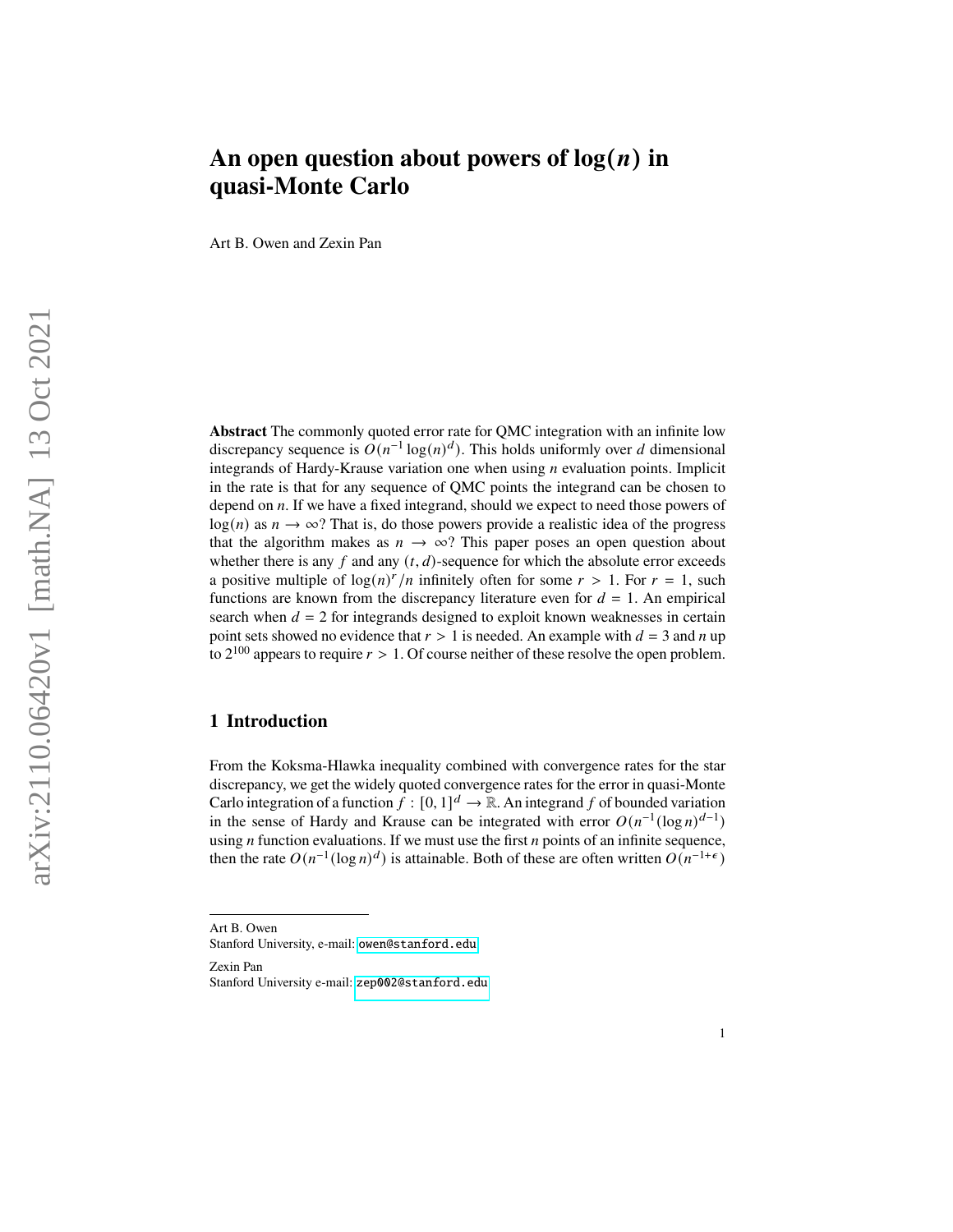# An open question about powers of $\log(n)$ in quasi-Monte Carlo

Art B. Owen and Zexin Pan

**Abstract** The commonly quoted error rate for QMC integration with an infinite low discrepancy sequence is $O(n^{-1}\log(n)^d)$. This holds uniformly over $d$ dimensional integrands of Hardy-Krause variation one when using $n$ evaluation points. Implicit in the rate is that for any sequence of QMC points the integrand can be chosen to depend on $n$. If we have a fixed integrand, should we expect to need those powers of $\log(n)$ as $n \to \infty$? That is, do those powers provide a realistic idea of the progress that the algorithm makes as $n \to \infty$? This paper poses an open question about whether there is any $f$ and any $(t, d)$-sequence for which the absolute error exceeds a positive multiple of $\log(n)^r/n$ infinitely often for some $r > 1$. For $r = 1$, such functions are known from the discrepancy literature even for $d = 1$. An empirical search when $d = 2$ for integrands designed to exploit known weaknesses in certain point sets showed no evidence that $r > 1$ is needed. An example with $d = 3$ and $n$ up to $2^{100}$ appears to require $r > 1$. Of course neither of these resolve the open problem.

## 1 Introduction

From the Koksma-Hlawka inequality combined with convergence rates for the star discrepancy, we get the widely quoted convergence rates for the error in quasi-Monte Carlo integration of a function $f : [0, 1]^d \to \mathbb{R}$. An integrand $f$ of bounded variation in the sense of Hardy and Krause can be integrated with error $O(n^{-1}(\log n)^{d-1})$ using $n$ function evaluations. If we must use the first $n$ points of an infinite sequence, then the rate $O(n^{-1}(\log n)^d)$ is attainable. Both of these are often written $O(n^{-1+\epsilon})$

---

Art B. Owen
Stanford University, e-mail: owen@stanford.edu

Zexin Pan
Stanford University e-mail: zep002@stanford.edu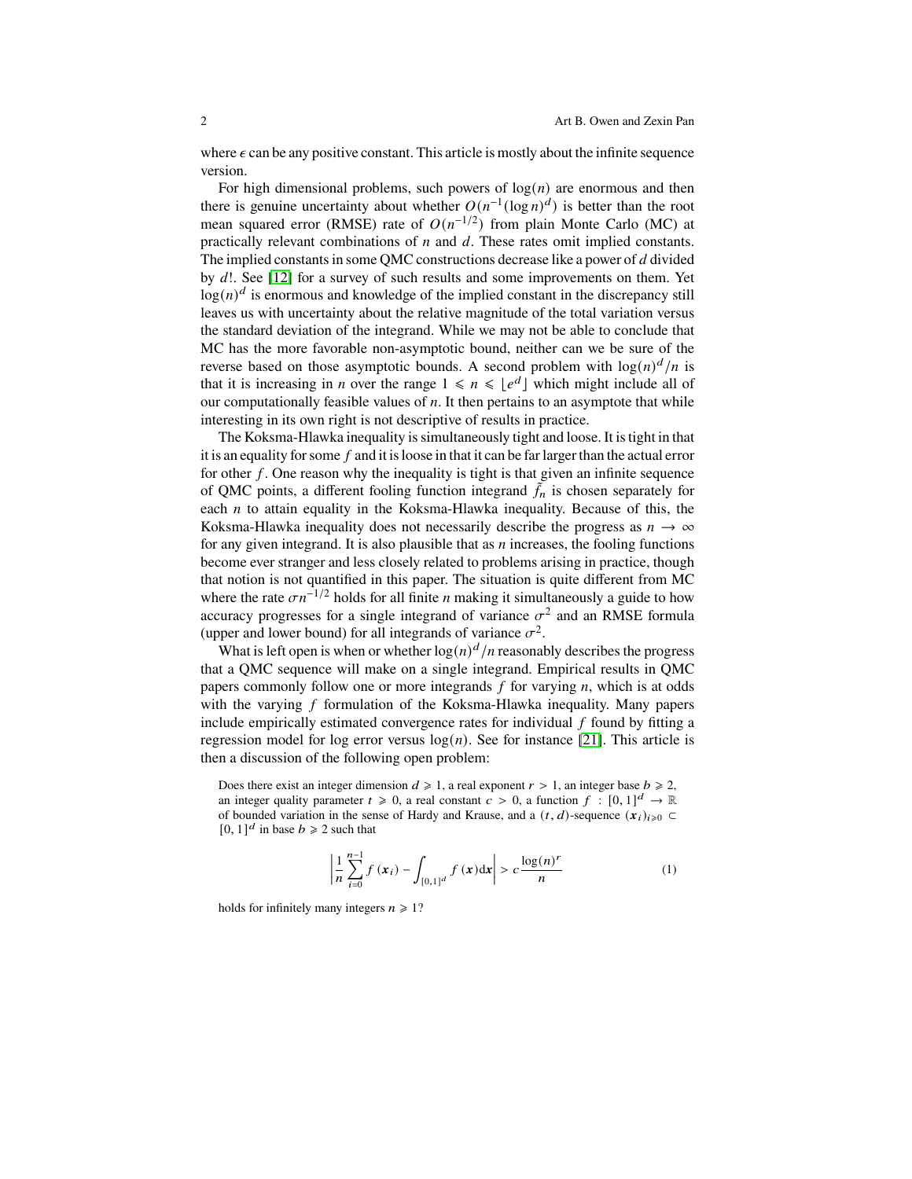where $\epsilon$ can be any positive constant. This article is mostly about the infinite sequence version.

For high dimensional problems, such powers of $\log(n)$ are enormous and then there is genuine uncertainty about whether $O(n^{-1}(\log n)^d)$ is better than the root mean squared error (RMSE) rate of $O(n^{-1/2})$ from plain Monte Carlo (MC) at practically relevant combinations of $n$ and $d$. These rates omit implied constants. The implied constants in some QMC constructions decrease like a power of $d$ divided by $d!$. See [12] for a survey of such results and some improvements on them. Yet $\log(n)^d$ is enormous and knowledge of the implied constant in the discrepancy still leaves us with uncertainty about the relative magnitude of the total variation versus the standard deviation of the integrand. While we may not be able to conclude that MC has the more favorable non-asymptotic bound, neither can we be sure of the reverse based on those asymptotic bounds. A second problem with $\log(n)^d/n$ is that it is increasing in $n$ over the range $1 \leqslant n \leqslant \lfloor e^d \rfloor$ which might include all of our computationally feasible values of $n$. It then pertains to an asymptote that while interesting in its own right is not descriptive of results in practice.

The Koksma-Hlawka inequality is simultaneously tight and loose. It is tight in that it is an equality for some $f$ and it is loose in that it can be far larger than the actual error for other $f$. One reason why the inequality is tight is that given an infinite sequence of QMC points, a different fooling function integrand $\tilde{f}_n$ is chosen separately for each $n$ to attain equality in the Koksma-Hlawka inequality. Because of this, the Koksma-Hlawka inequality does not necessarily describe the progress as $n \to \infty$ for any given integrand. It is also plausible that as $n$ increases, the fooling functions become ever stranger and less closely related to problems arising in practice, though that notion is not quantified in this paper. The situation is quite different from MC where the rate $\sigma n^{-1/2}$ holds for all finite $n$ making it simultaneously a guide to how accuracy progresses for a single integrand of variance $\sigma^2$ and an RMSE formula (upper and lower bound) for all integrands of variance $\sigma^2$.

What is left open is when or whether $\log(n)^d/n$ reasonably describes the progress that a QMC sequence will make on a single integrand. Empirical results in QMC papers commonly follow one or more integrands $f$ for varying $n$, which is at odds with the varying $f$ formulation of the Koksma-Hlawka inequality. Many papers include empirically estimated convergence rates for individual $f$ found by fitting a regression model for log error versus $\log(n)$. See for instance [21]. This article is then a discussion of the following open problem:

> Does there exist an integer dimension $d \geqslant 1$, a real exponent $r > 1$, an integer base $b \geqslant 2$, an integer quality parameter $t \geqslant 0$, a real constant $c > 0$, a function $f : [0,1]^d \to \mathbb{R}$ of bounded variation in the sense of Hardy and Krause, and a $(t, d)$-sequence $(\boldsymbol{x}_i)_{i\geqslant 0} \subset [0,1]^d$ in base $b \geqslant 2$ such that
>
> $$\left| \frac{1}{n} \sum_{i=0}^{n-1} f(\boldsymbol{x}_i) - \int_{[0,1]^d} f(\boldsymbol{x}) \mathrm{d}\boldsymbol{x} \right| > c \frac{\log(n)^r}{n} \tag{1}$$
>
> holds for infinitely many integers $n \geqslant 1$?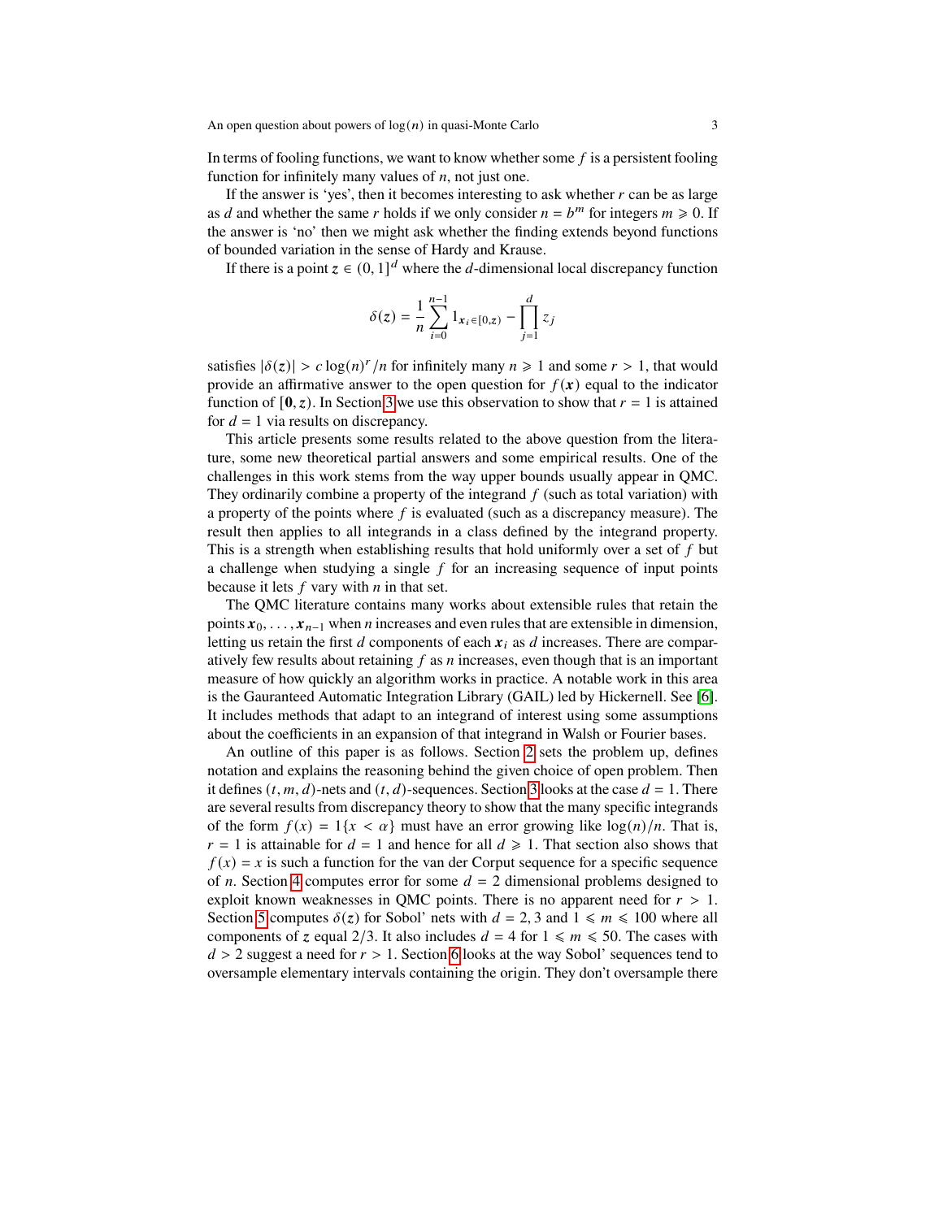In terms of fooling functions, we want to know whether some $f$ is a persistent fooling function for infinitely many values of $n$, not just one.

If the answer is 'yes', then it becomes interesting to ask whether $r$ can be as large as $d$ and whether the same $r$ holds if we only consider $n = b^m$ for integers $m \geqslant 0$. If the answer is 'no' then we might ask whether the finding extends beyond functions of bounded variation in the sense of Hardy and Krause.

If there is a point $\boldsymbol{z} \in (0, 1]^d$ where the $d$-dimensional local discrepancy function

$$\delta(\boldsymbol{z}) = \frac{1}{n} \sum_{i=0}^{n-1} 1_{\boldsymbol{x}_i \in [0, \boldsymbol{z})} - \prod_{j=1}^{d} z_j$$

satisfies $|\delta(\boldsymbol{z})| > c \log(n)^r / n$ for infinitely many $n \geqslant 1$ and some $r > 1$, that would provide an affirmative answer to the open question for $f(\boldsymbol{x})$ equal to the indicator function of $[\boldsymbol{0}, \boldsymbol{z})$. In Section 3 we use this observation to show that $r = 1$ is attained for $d = 1$ via results on discrepancy.

This article presents some results related to the above question from the literature, some new theoretical partial answers and some empirical results. One of the challenges in this work stems from the way upper bounds usually appear in QMC. They ordinarily combine a property of the integrand $f$ (such as total variation) with a property of the points where $f$ is evaluated (such as a discrepancy measure). The result then applies to all integrands in a class defined by the integrand property. This is a strength when establishing results that hold uniformly over a set of $f$ but a challenge when studying a single $f$ for an increasing sequence of input points because it lets $f$ vary with $n$ in that set.

The QMC literature contains many works about extensible rules that retain the points $\boldsymbol{x}_0, \ldots, \boldsymbol{x}_{n-1}$ when $n$ increases and even rules that are extensible in dimension, letting us retain the first $d$ components of each $\boldsymbol{x}_i$ as $d$ increases. There are comparatively few results about retaining $f$ as $n$ increases, even though that is an important measure of how quickly an algorithm works in practice. A notable work in this area is the Gauranteed Automatic Integration Library (GAIL) led by Hickernell. See [6]. It includes methods that adapt to an integrand of interest using some assumptions about the coefficients in an expansion of that integrand in Walsh or Fourier bases.

An outline of this paper is as follows. Section 2 sets the problem up, defines notation and explains the reasoning behind the given choice of open problem. Then it defines $(t, m, d)$-nets and $(t, d)$-sequences. Section 3 looks at the case $d = 1$. There are several results from discrepancy theory to show that the many specific integrands of the form $f(x) = 1\{x < \alpha\}$ must have an error growing like $\log(n)/n$. That is, $r = 1$ is attainable for $d = 1$ and hence for all $d \geqslant 1$. That section also shows that $f(x) = x$ is such a function for the van der Corput sequence for a specific sequence of $n$. Section 4 computes error for some $d = 2$ dimensional problems designed to exploit known weaknesses in QMC points. There is no apparent need for $r > 1$. Section 5 computes $\delta(\boldsymbol{z})$ for Sobol' nets with $d = 2, 3$ and $1 \leqslant m \leqslant 100$ where all components of $\boldsymbol{z}$ equal $2/3$. It also includes $d = 4$ for $1 \leqslant m \leqslant 50$. The cases with $d > 2$ suggest a need for $r > 1$. Section 6 looks at the way Sobol' sequences tend to oversample elementary intervals containing the origin. They don't oversample there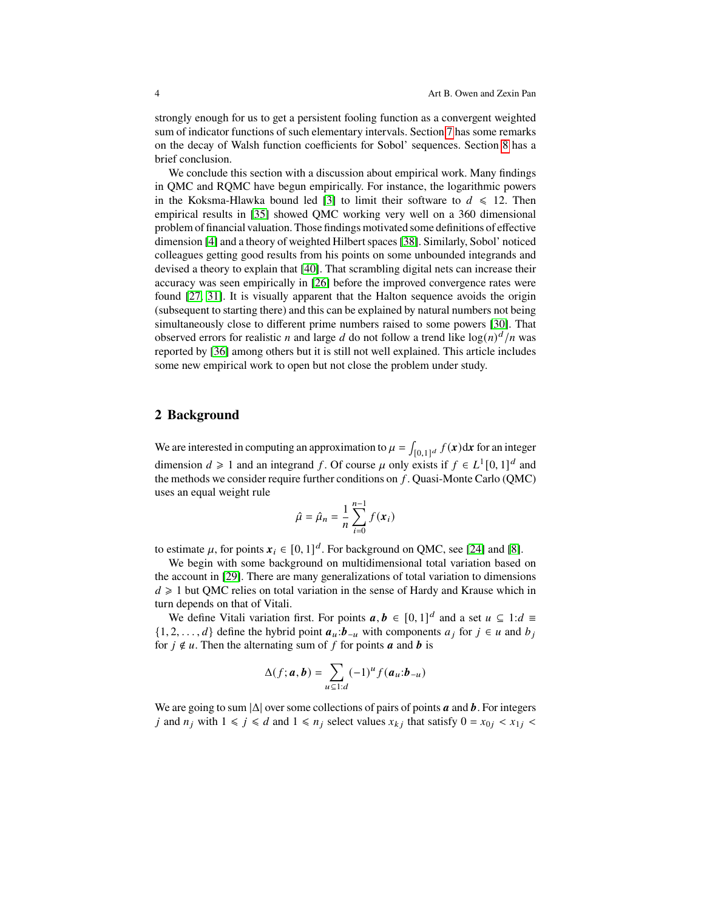strongly enough for us to get a persistent fooling function as a convergent weighted sum of indicator functions of such elementary intervals. Section 7 has some remarks on the decay of Walsh function coefficients for Sobol' sequences. Section 8 has a brief conclusion.

We conclude this section with a discussion about empirical work. Many findings in QMC and RQMC have begun empirically. For instance, the logarithmic powers in the Koksma-Hlawka bound led [3] to limit their software to $d \leqslant 12$. Then empirical results in [35] showed QMC working very well on a 360 dimensional problem of financial valuation. Those findings motivated some definitions of effective dimension [4] and a theory of weighted Hilbert spaces [38]. Similarly, Sobol' noticed colleagues getting good results from his points on some unbounded integrands and devised a theory to explain that [40]. That scrambling digital nets can increase their accuracy was seen empirically in [26] before the improved convergence rates were found [27, 31]. It is visually apparent that the Halton sequence avoids the origin (subsequent to starting there) and this can be explained by natural numbers not being simultaneously close to different prime numbers raised to some powers [30]. That observed errors for realistic $n$ and large $d$ do not follow a trend like $\log(n)^d/n$ was reported by [36] among others but it is still not well explained. This article includes some new empirical work to open but not close the problem under study.

## 2 Background

We are interested in computing an approximation to $\mu = \int_{[0,1]^d} f(\boldsymbol{x})\mathrm{d}\boldsymbol{x}$ for an integer dimension $d \geqslant 1$ and an integrand $f$. Of course $\mu$ only exists if $f \in L^1[0,1]^d$ and the methods we consider require further conditions on $f$. Quasi-Monte Carlo (QMC) uses an equal weight rule

$$\hat{\mu} = \hat{\mu}_n = \frac{1}{n}\sum_{i=0}^{n-1} f(\boldsymbol{x}_i)$$

to estimate $\mu$, for points $\boldsymbol{x}_i \in [0,1]^d$. For background on QMC, see [24] and [8].

We begin with some background on multidimensional total variation based on the account in [29]. There are many generalizations of total variation to dimensions $d \geqslant 1$ but QMC relies on total variation in the sense of Hardy and Krause which in turn depends on that of Vitali.

We define Vitali variation first. For points $\boldsymbol{a}, \boldsymbol{b} \in [0,1]^d$ and a set $u \subseteq 1{:}d \equiv \{1, 2, \dots, d\}$ define the hybrid point $\boldsymbol{a}_u{:}\boldsymbol{b}_{-u}$ with components $a_j$ for $j \in u$ and $b_j$ for $j \notin u$. Then the alternating sum of $f$ for points $\boldsymbol{a}$ and $\boldsymbol{b}$ is

$$\Delta(f; \boldsymbol{a}, \boldsymbol{b}) = \sum_{u \subseteq 1:d} (-1)^u f(\boldsymbol{a}_u{:}\boldsymbol{b}_{-u})$$

We are going to sum $|\Delta|$ over some collections of pairs of points $\boldsymbol{a}$ and $\boldsymbol{b}$. For integers $j$ and $n_j$ with $1 \leqslant j \leqslant d$ and $1 \leqslant n_j$ select values $x_{kj}$ that satisfy $0 = x_{0j} < x_{1j} <$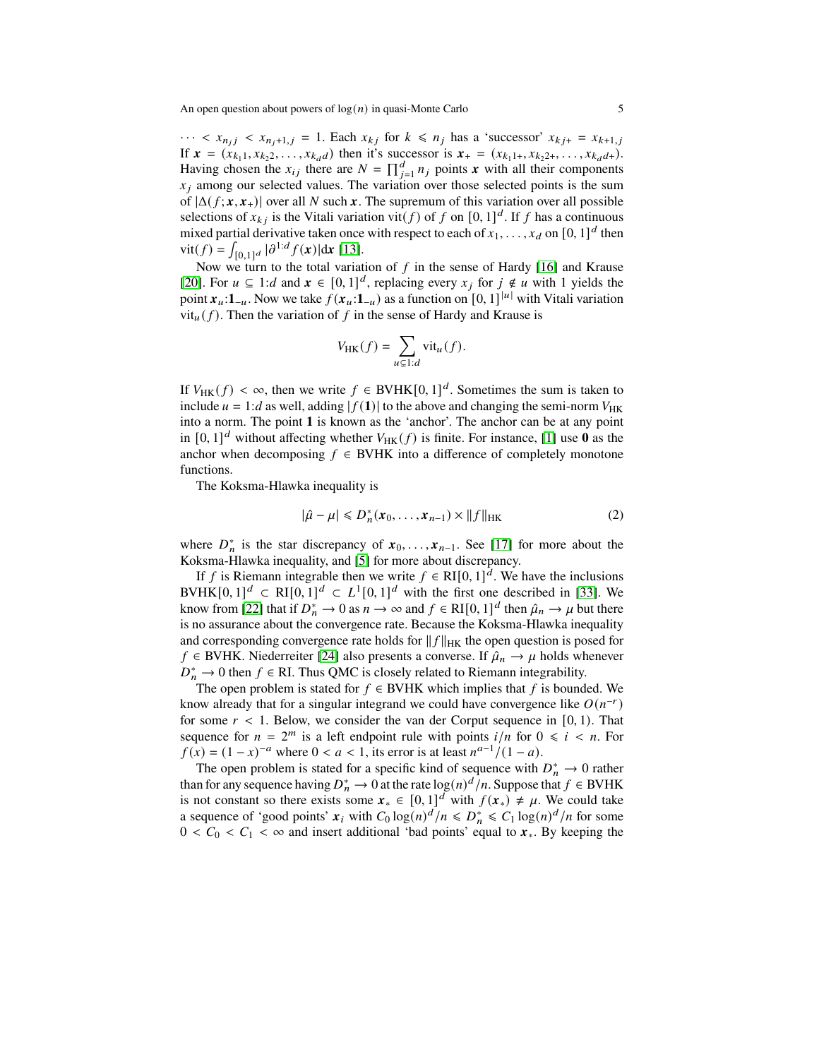$\cdots < x_{n_j j} < x_{n_j+1,j} = 1$. Each $x_{kj}$ for $k \leqslant n_j$ has a 'successor' $x_{kj+} = x_{k+1,j}$ If $\boldsymbol{x} = (x_{k_1 1}, x_{k_2 2}, \ldots, x_{k_d d})$ then it's successor is $\boldsymbol{x}_+ = (x_{k_1 1+}, x_{k_2 2+}, \ldots, x_{k_d d+})$. Having chosen the $x_{ij}$ there are $N = \prod_{j=1}^d n_j$ points $\boldsymbol{x}$ with all their components $x_j$ among our selected values. The variation over those selected points is the sum of $|\Delta(f;\boldsymbol{x},\boldsymbol{x}_+)|$ over all $N$ such $\boldsymbol{x}$. The supremum of this variation over all possible selections of $x_{kj}$ is the Vitali variation $\mathrm{vit}(f)$ of $f$ on $[0,1]^d$. If $f$ has a continuous mixed partial derivative taken once with respect to each of $x_1, \ldots, x_d$ on $[0,1]^d$ then $\mathrm{vit}(f) = \int_{[0,1]^d} |\partial^{1:d} f(\boldsymbol{x})| \mathrm{d}\boldsymbol{x}$ [13].

Now we turn to the total variation of $f$ in the sense of Hardy [16] and Krause [20]. For $u \subseteq 1{:}d$ and $\boldsymbol{x} \in [0,1]^d$, replacing every $x_j$ for $j \notin u$ with 1 yields the point $\boldsymbol{x}_u{:}\boldsymbol{1}_{-u}$. Now we take $f(\boldsymbol{x}_u{:}\boldsymbol{1}_{-u})$ as a function on $[0,1]^{|u|}$ with Vitali variation $\mathrm{vit}_u(f)$. Then the variation of $f$ in the sense of Hardy and Krause is

$$V_{\mathrm{HK}}(f) = \sum_{u \subsetneq 1:d} \mathrm{vit}_u(f).$$

If $V_{\mathrm{HK}}(f) < \infty$, then we write $f \in \mathrm{BVHK}[0,1]^d$. Sometimes the sum is taken to include $u = 1{:}d$ as well, adding $|f(\boldsymbol{1})|$ to the above and changing the semi-norm $V_{\mathrm{HK}}$ into a norm. The point $\boldsymbol{1}$ is known as the 'anchor'. The anchor can be at any point in $[0,1]^d$ without affecting whether $V_{\mathrm{HK}}(f)$ is finite. For instance, [1] use $\boldsymbol{0}$ as the anchor when decomposing $f \in \mathrm{BVHK}$ into a difference of completely monotone functions.

The Koksma-Hlawka inequality is

$$|\hat{\mu} - \mu| \leqslant D_n^*(\boldsymbol{x}_0, \ldots, \boldsymbol{x}_{n-1}) \times \|f\|_{\mathrm{HK}} \tag{2}$$

where $D_n^*$ is the star discrepancy of $\boldsymbol{x}_0, \ldots, \boldsymbol{x}_{n-1}$. See [17] for more about the Koksma-Hlawka inequality, and [5] for more about discrepancy.

If $f$ is Riemann integrable then we write $f \in \mathrm{RI}[0,1]^d$. We have the inclusions $\mathrm{BVHK}[0,1]^d \subset \mathrm{RI}[0,1]^d \subset L^1[0,1]^d$ with the first one described in [33]. We know from [22] that if $D_n^* \to 0$ as $n \to \infty$ and $f \in \mathrm{RI}[0,1]^d$ then $\hat{\mu}_n \to \mu$ but there is no assurance about the convergence rate. Because the Koksma-Hlawka inequality and corresponding convergence rate holds for $\|f\|_{\mathrm{HK}}$ the open question is posed for $f \in \mathrm{BVHK}$. Niederreiter [24] also presents a converse. If $\hat{\mu}_n \to \mu$ holds whenever $D_n^* \to 0$ then $f \in \mathrm{RI}$. Thus QMC is closely related to Riemann integrability.

The open problem is stated for $f \in \mathrm{BVHK}$ which implies that $f$ is bounded. We know already that for a singular integrand we could have convergence like $O(n^{-r})$ for some $r < 1$. Below, we consider the van der Corput sequence in $[0,1)$. That sequence for $n = 2^m$ is a left endpoint rule with points $i/n$ for $0 \leqslant i < n$. For $f(x) = (1-x)^{-a}$ where $0 < a < 1$, its error is at least $n^{a-1}/(1-a)$.

The open problem is stated for a specific kind of sequence with $D_n^* \to 0$ rather than for any sequence having $D_n^* \to 0$ at the rate $\log(n)^d/n$. Suppose that $f \in \mathrm{BVHK}$ is not constant so there exists some $\boldsymbol{x}_* \in [0,1]^d$ with $f(\boldsymbol{x}_*) \neq \mu$. We could take a sequence of 'good points' $\boldsymbol{x}_i$ with $C_0 \log(n)^d/n \leqslant D_n^* \leqslant C_1 \log(n)^d/n$ for some $0 < C_0 < C_1 < \infty$ and insert additional 'bad points' equal to $\boldsymbol{x}_*$. By keeping the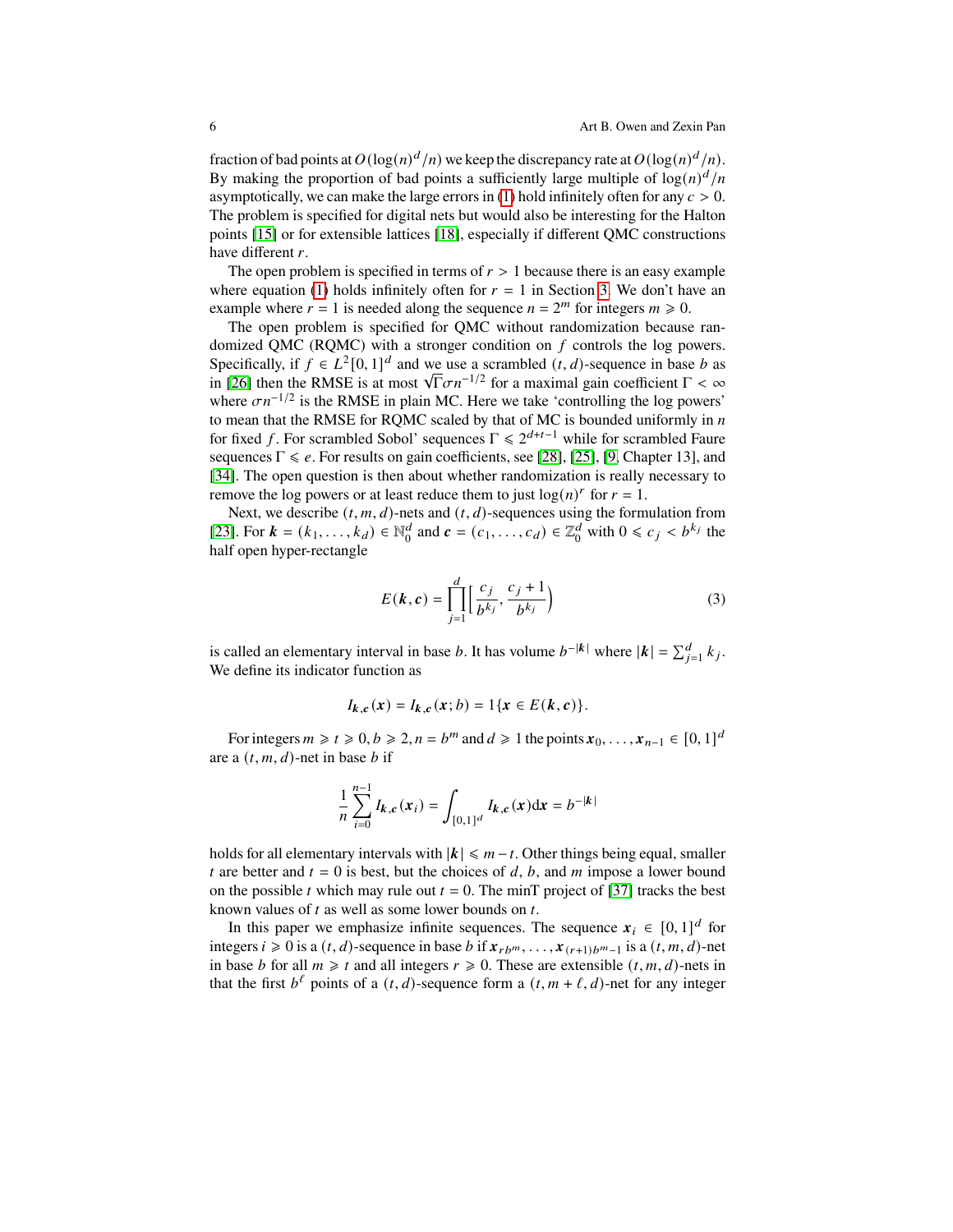fraction of bad points at $O(\log(n)^d/n)$ we keep the discrepancy rate at $O(\log(n)^d/n)$. By making the proportion of bad points a sufficiently large multiple of $\log(n)^d/n$ asymptotically, we can make the large errors in (1) hold infinitely often for any $c > 0$. The problem is specified for digital nets but would also be interesting for the Halton points [15] or for extensible lattices [18], especially if different QMC constructions have different $r$.

The open problem is specified in terms of $r > 1$ because there is an easy example where equation (1) holds infinitely often for $r = 1$ in Section 3. We don't have an example where $r = 1$ is needed along the sequence $n = 2^m$ for integers $m \geqslant 0$.

The open problem is specified for QMC without randomization because randomized QMC (RQMC) with a stronger condition on $f$ controls the log powers. Specifically, if $f \in L^2[0,1]^d$ and we use a scrambled $(t,d)$-sequence in base $b$ as in [26] then the RMSE is at most $\sqrt{\Gamma}\sigma n^{-1/2}$ for a maximal gain coefficient $\Gamma < \infty$ where $\sigma n^{-1/2}$ is the RMSE in plain MC. Here we take 'controlling the log powers' to mean that the RMSE for RQMC scaled by that of MC is bounded uniformly in $n$ for fixed $f$. For scrambled Sobol' sequences $\Gamma \leqslant 2^{d+t-1}$ while for scrambled Faure sequences $\Gamma \leqslant e$. For results on gain coefficients, see [28], [25], [9, Chapter 13], and [34]. The open question is then about whether randomization is really necessary to remove the log powers or at least reduce them to just $\log(n)^r$ for $r = 1$.

Next, we describe $(t,m,d)$-nets and $(t,d)$-sequences using the formulation from [23]. For $\boldsymbol{k} = (k_1, \dots, k_d) \in \mathbb{N}_0^d$ and $\boldsymbol{c} = (c_1, \dots, c_d) \in \mathbb{Z}_0^d$ with $0 \leqslant c_j < b^{k_j}$ the half open hyper-rectangle

$$E(\boldsymbol{k}, \boldsymbol{c}) = \prod_{j=1}^{d} \Big[ \frac{c_j}{b^{k_j}}, \frac{c_j + 1}{b^{k_j}} \Big) \tag{3}$$

is called an elementary interval in base $b$. It has volume $b^{-|\boldsymbol{k}|}$ where $|\boldsymbol{k}| = \sum_{j=1}^{d} k_j$. We define its indicator function as

$$I_{\boldsymbol{k},\boldsymbol{c}}(\boldsymbol{x}) = I_{\boldsymbol{k},\boldsymbol{c}}(\boldsymbol{x}; b) = 1\{\boldsymbol{x} \in E(\boldsymbol{k}, \boldsymbol{c})\}.$$

For integers $m \geqslant t \geqslant 0$, $b \geqslant 2$, $n = b^m$ and $d \geqslant 1$ the points $\boldsymbol{x}_0, \dots, \boldsymbol{x}_{n-1} \in [0,1]^d$ are a $(t,m,d)$-net in base $b$ if

$$\frac{1}{n} \sum_{i=0}^{n-1} I_{\boldsymbol{k},\boldsymbol{c}}(\boldsymbol{x}_i) = \int_{[0,1]^d} I_{\boldsymbol{k},\boldsymbol{c}}(\boldsymbol{x}) \mathrm{d}\boldsymbol{x} = b^{-|\boldsymbol{k}|}$$

holds for all elementary intervals with $|\boldsymbol{k}| \leqslant m - t$. Other things being equal, smaller $t$ are better and $t = 0$ is best, but the choices of $d$, $b$, and $m$ impose a lower bound on the possible $t$ which may rule out $t = 0$. The minT project of [37] tracks the best known values of $t$ as well as some lower bounds on $t$.

In this paper we emphasize infinite sequences. The sequence $\boldsymbol{x}_i \in [0,1]^d$ for integers $i \geqslant 0$ is a $(t,d)$-sequence in base $b$ if $\boldsymbol{x}_{rb^m}, \dots, \boldsymbol{x}_{(r+1)b^m - 1}$ is a $(t,m,d)$-net in base $b$ for all $m \geqslant t$ and all integers $r \geqslant 0$. These are extensible $(t,m,d)$-nets in that the first $b^\ell$ points of a $(t,d)$-sequence form a $(t, m+\ell, d)$-net for any integer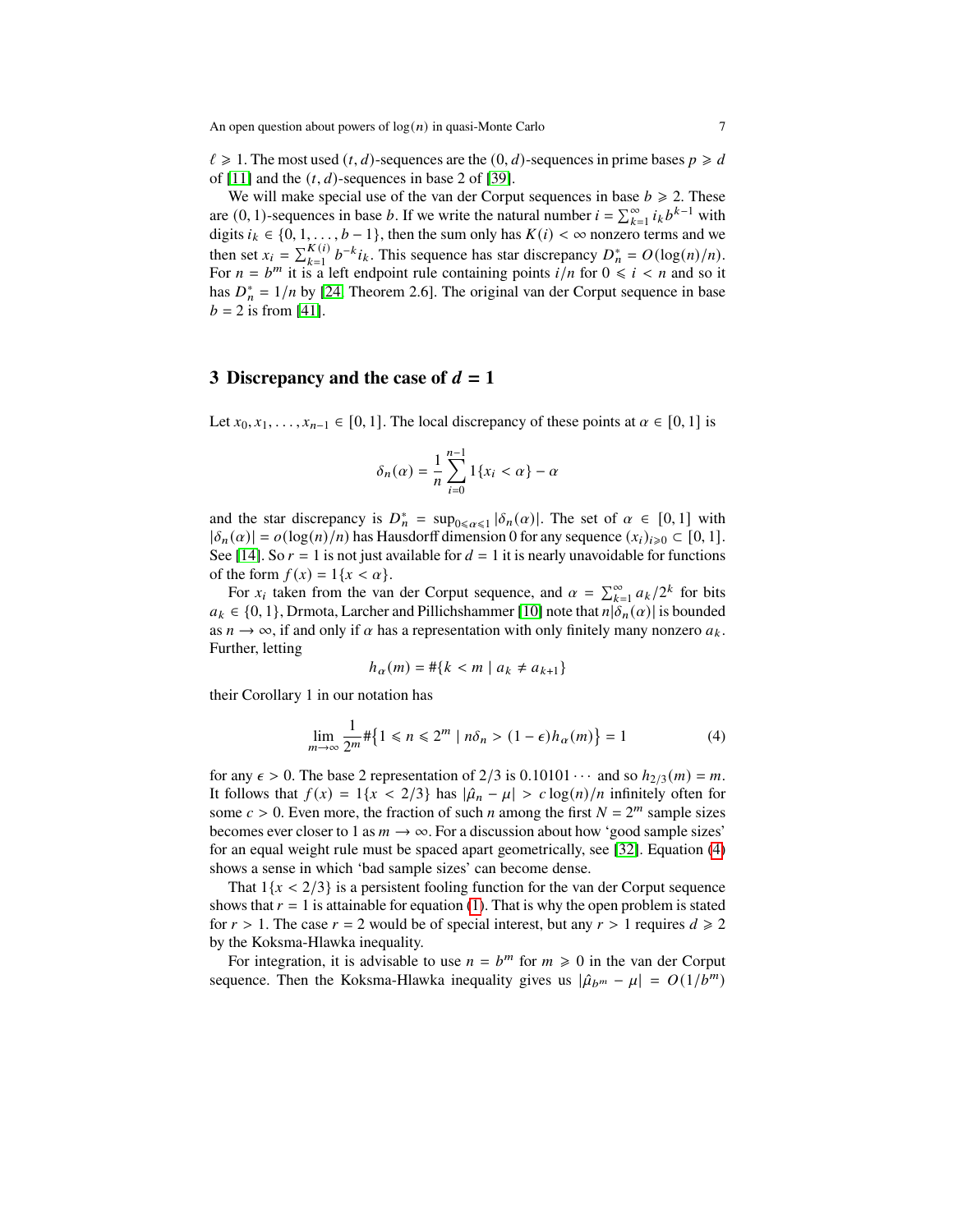$\ell \geqslant 1$. The most used $(t,d)$-sequences are the $(0,d)$-sequences in prime bases $p \geqslant d$ of [11] and the $(t,d)$-sequences in base 2 of [39].

We will make special use of the van der Corput sequences in base $b \geqslant 2$. These are $(0,1)$-sequences in base $b$. If we write the natural number $i = \sum_{k=1}^{\infty} i_k b^{k-1}$ with digits $i_k \in \{0,1,\ldots,b-1\}$, then the sum only has $K(i) < \infty$ nonzero terms and we then set $x_i = \sum_{k=1}^{K(i)} b^{-k} i_k$. This sequence has star discrepancy $D_n^* = O(\log(n)/n)$. For $n = b^m$ it is a left endpoint rule containing points $i/n$ for $0 \leqslant i < n$ and so it has $D_n^* = 1/n$ by [24, Theorem 2.6]. The original van der Corput sequence in base $b = 2$ is from [41].

## 3 Discrepancy and the case of $d = 1$

Let $x_0, x_1, \ldots, x_{n-1} \in [0,1]$. The local discrepancy of these points at $\alpha \in [0,1]$ is

$$\delta_n(\alpha) = \frac{1}{n}\sum_{i=0}^{n-1} 1\{x_i < \alpha\} - \alpha$$

and the star discrepancy is $D_n^* = \sup_{0\leqslant\alpha\leqslant 1} |\delta_n(\alpha)|$. The set of $\alpha \in [0,1]$ with $|\delta_n(\alpha)| = o(\log(n)/n)$ has Hausdorff dimension 0 for any sequence $(x_i)_{i\geqslant 0} \subset [0,1]$. See [14]. So $r = 1$ is not just available for $d = 1$ it is nearly unavoidable for functions of the form $f(x) = 1\{x < \alpha\}$.

For $x_i$ taken from the van der Corput sequence, and $\alpha = \sum_{k=1}^{\infty} a_k/2^k$ for bits $a_k \in \{0,1\}$, Drmota, Larcher and Pillichshammer [10] note that $n|\delta_n(\alpha)|$ is bounded as $n \to \infty$, if and only if $\alpha$ has a representation with only finitely many nonzero $a_k$. Further, letting

$$h_\alpha(m) = \#\{k < m \mid a_k \neq a_{k+1}\}$$

their Corollary 1 in our notation has

$$\lim_{m\to\infty} \frac{1}{2^m}\#\big\{1 \leqslant n \leqslant 2^m \mid n\delta_n > (1-\epsilon)h_\alpha(m)\big\} = 1 \tag{4}$$

for any $\epsilon > 0$. The base 2 representation of $2/3$ is $0.10101\cdots$ and so $h_{2/3}(m) = m$. It follows that $f(x) = 1\{x < 2/3\}$ has $|\hat\mu_n - \mu| > c\log(n)/n$ infinitely often for some $c > 0$. Even more, the fraction of such $n$ among the first $N = 2^m$ sample sizes becomes ever closer to 1 as $m \to \infty$. For a discussion about how 'good sample sizes' for an equal weight rule must be spaced apart geometrically, see [32]. Equation (4) shows a sense in which 'bad sample sizes' can become dense.

That $1\{x < 2/3\}$ is a persistent fooling function for the van der Corput sequence shows that $r = 1$ is attainable for equation (1). That is why the open problem is stated for $r > 1$. The case $r = 2$ would be of special interest, but any $r > 1$ requires $d \geqslant 2$ by the Koksma-Hlawka inequality.

For integration, it is advisable to use $n = b^m$ for $m \geqslant 0$ in the van der Corput sequence. Then the Koksma-Hlawka inequality gives us $|\hat\mu_{b^m} - \mu| = O(1/b^m)$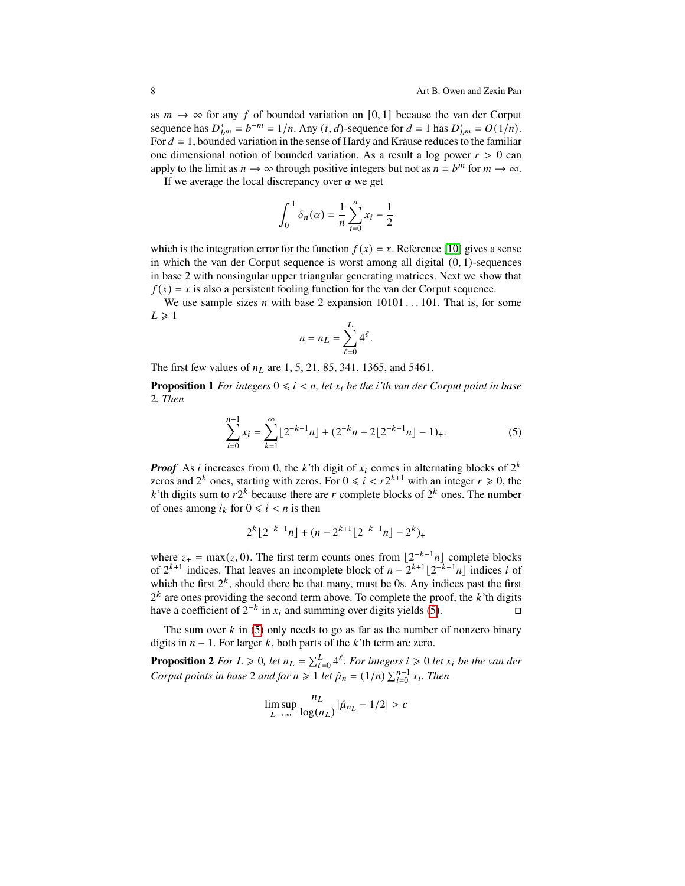as $m \to \infty$ for any $f$ of bounded variation on $[0,1]$ because the van der Corput sequence has $D^*_{b^m} = b^{-m} = 1/n$. Any $(t,d)$-sequence for $d = 1$ has $D^*_{b^m} = O(1/n)$. For $d = 1$, bounded variation in the sense of Hardy and Krause reduces to the familiar one dimensional notion of bounded variation. As a result a log power $r > 0$ can apply to the limit as $n \to \infty$ through positive integers but not as $n = b^m$ for $m \to \infty$.

If we average the local discrepancy over $\alpha$ we get

$$\int_0^1 \delta_n(\alpha) = \frac{1}{n}\sum_{i=0}^{n} x_i - \frac{1}{2}$$

which is the integration error for the function $f(x) = x$. Reference [10] gives a sense in which the van der Corput sequence is worst among all digital $(0,1)$-sequences in base 2 with nonsingular upper triangular generating matrices. Next we show that $f(x) = x$ is also a persistent fooling function for the van der Corput sequence.

We use sample sizes $n$ with base 2 expansion $10101\ldots101$. That is, for some $L \geqslant 1$

$$n = n_L = \sum_{\ell=0}^{L} 4^\ell.$$

The first few values of $n_L$ are 1, 5, 21, 85, 341, 1365, and 5461.

**Proposition 1** *For integers $0 \leqslant i < n$, let $x_i$ be the i'th van der Corput point in base 2. Then*

$$\sum_{i=0}^{n-1} x_i = \sum_{k=1}^{\infty} \lfloor 2^{-k-1}n \rfloor + (2^{-k}n - 2\lfloor 2^{-k-1}n \rfloor - 1)_+. \tag{5}$$

***Proof*** As $i$ increases from 0, the $k$'th digit of $x_i$ comes in alternating blocks of $2^k$ zeros and $2^k$ ones, starting with zeros. For $0 \leqslant i < r2^{k+1}$ with an integer $r \geqslant 0$, the $k$'th digits sum to $r2^k$ because there are $r$ complete blocks of $2^k$ ones. The number of ones among $i_k$ for $0 \leqslant i < n$ is then

$$2^k \lfloor 2^{-k-1}n \rfloor + (n - 2^{k+1}\lfloor 2^{-k-1}n \rfloor - 2^k)_+$$

where $z_+ = \max(z, 0)$. The first term counts ones from $\lfloor 2^{-k-1}n \rfloor$ complete blocks of $2^{k+1}$ indices. That leaves an incomplete block of $n - 2^{k+1}\lfloor 2^{-k-1}n \rfloor$ indices $i$ of which the first $2^k$, should there be that many, must be 0s. Any indices past the first $2^k$ are ones providing the second term above. To complete the proof, the $k$'th digits have a coefficient of $2^{-k}$ in $x_i$ and summing over digits yields (5). $\square$

The sum over $k$ in (5) only needs to go as far as the number of nonzero binary digits in $n - 1$. For larger $k$, both parts of the $k$'th term are zero.

**Proposition 2** *For $L \geqslant 0$, let $n_L = \sum_{\ell=0}^{L} 4^\ell$. For integers $i \geqslant 0$ let $x_i$ be the van der Corput points in base 2 and for $n \geqslant 1$ let $\hat{\mu}_n = (1/n)\sum_{i=0}^{n-1} x_i$. Then*

$$\limsup_{L\to\infty} \frac{n_L}{\log(n_L)} |\hat{\mu}_{n_L} - 1/2| > c$$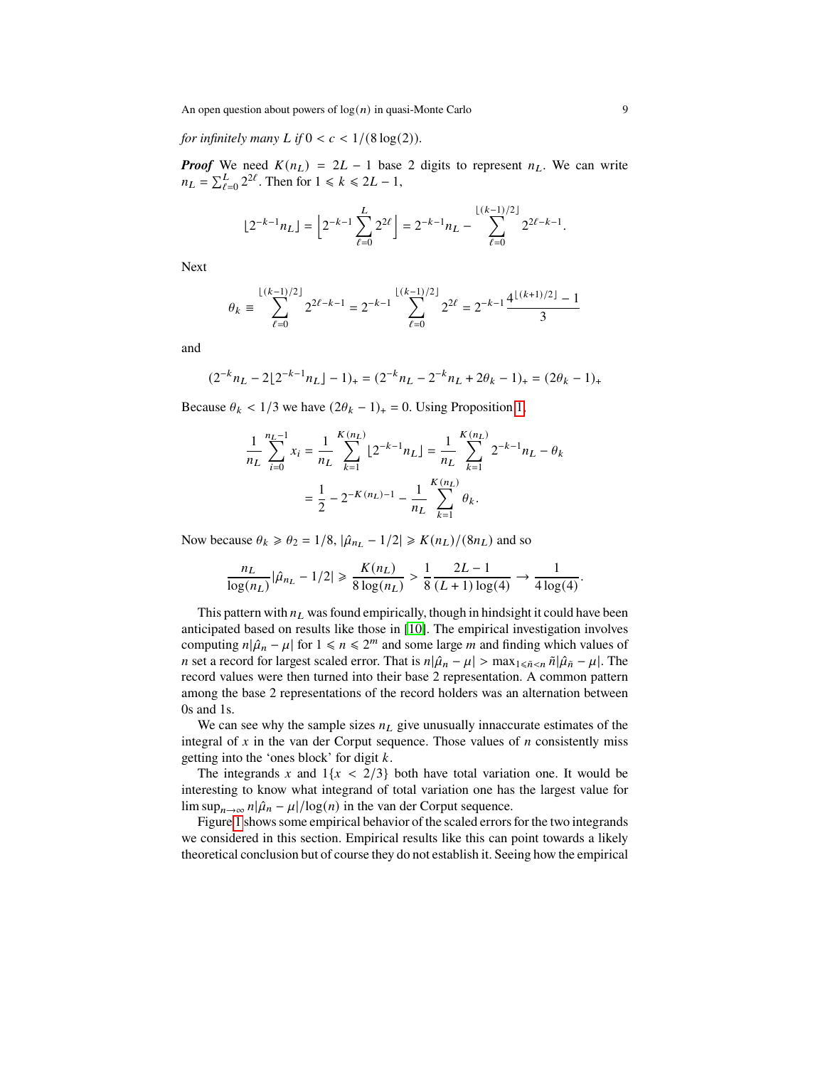*for infinitely many L if* $0 < c < 1/(8\log(2))$.

***Proof*** We need $K(n_L) = 2L - 1$ base 2 digits to represent $n_L$. We can write $n_L = \sum_{\ell=0}^{L} 2^{2\ell}$. Then for $1 \leqslant k \leqslant 2L-1$,

$$\lfloor 2^{-k-1} n_L \rfloor = \Big\lfloor 2^{-k-1} \sum_{\ell=0}^{L} 2^{2\ell} \Big\rfloor = 2^{-k-1} n_L - \sum_{\ell=0}^{\lfloor (k-1)/2 \rfloor} 2^{2\ell-k-1}.$$

Next

$$\theta_k \equiv \sum_{\ell=0}^{\lfloor (k-1)/2 \rfloor} 2^{2\ell-k-1} = 2^{-k-1} \sum_{\ell=0}^{\lfloor (k-1)/2 \rfloor} 2^{2\ell} = 2^{-k-1} \frac{4^{\lfloor (k+1)/2 \rfloor} - 1}{3}$$

and

$$(2^{-k} n_L - 2\lfloor 2^{-k-1} n_L \rfloor - 1)_+ = (2^{-k} n_L - 2^{-k} n_L + 2\theta_k - 1)_+ = (2\theta_k - 1)_+$$

Because $\theta_k < 1/3$ we have $(2\theta_k - 1)_+ = 0$. Using Proposition 1,

$$\begin{aligned}
\frac{1}{n_L} \sum_{i=0}^{n_L-1} x_i &= \frac{1}{n_L} \sum_{k=1}^{K(n_L)} \lfloor 2^{-k-1} n_L \rfloor = \frac{1}{n_L} \sum_{k=1}^{K(n_L)} 2^{-k-1} n_L - \theta_k \\
&= \frac{1}{2} - 2^{-K(n_L)-1} - \frac{1}{n_L} \sum_{k=1}^{K(n_L)} \theta_k.
\end{aligned}$$

Now because $\theta_k \geqslant \theta_2 = 1/8$, $|\hat\mu_{n_L} - 1/2| \geqslant K(n_L)/(8n_L)$ and so

$$\frac{n_L}{\log(n_L)} |\hat\mu_{n_L} - 1/2| \geqslant \frac{K(n_L)}{8\log(n_L)} > \frac{1}{8} \frac{2L-1}{(L+1)\log(4)} \to \frac{1}{4\log(4)}.$$

This pattern with $n_L$ was found empirically, though in hindsight it could have been anticipated based on results like those in [10]. The empirical investigation involves computing $n|\hat\mu_n - \mu|$ for $1 \leqslant n \leqslant 2^m$ and some large $m$ and finding which values of $n$ set a record for largest scaled error. That is $n|\hat\mu_n - \mu| > \max_{1 \leqslant \tilde n < n} \tilde n |\hat\mu_{\tilde n} - \mu|$. The record values were then turned into their base 2 representation. A common pattern among the base 2 representations of the record holders was an alternation between 0s and 1s.

We can see why the sample sizes $n_L$ give unusually innaccurate estimates of the integral of $x$ in the van der Corput sequence. Those values of $n$ consistently miss getting into the 'ones block' for digit $k$.

The integrands $x$ and $1\{x < 2/3\}$ both have total variation one. It would be interesting to know what integrand of total variation one has the largest value for $\limsup_{n\to\infty} n|\hat\mu_n - \mu|/\log(n)$ in the van der Corput sequence.

Figure 1 shows some empirical behavior of the scaled errors for the two integrands we considered in this section. Empirical results like this can point towards a likely theoretical conclusion but of course they do not establish it. Seeing how the empirical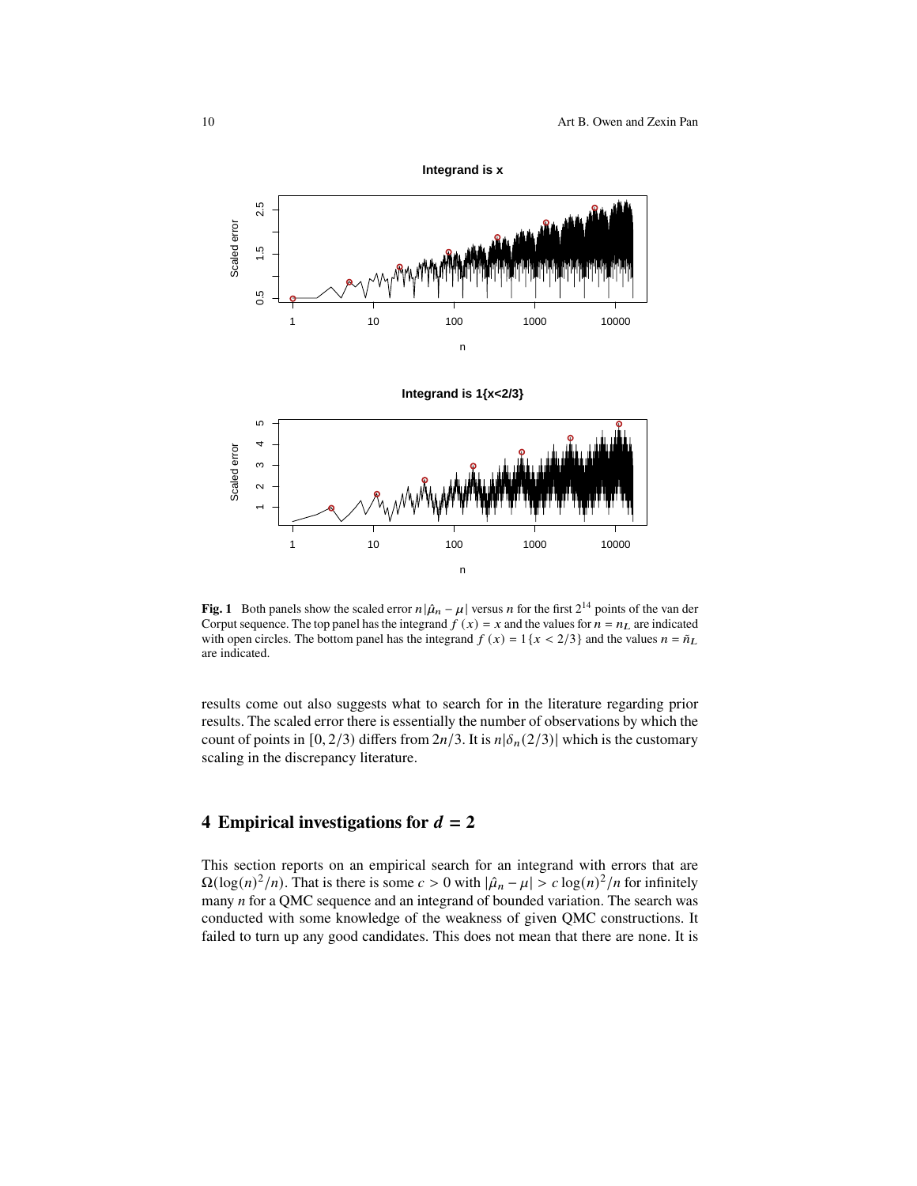**Fig. 1** Both panels show the scaled error $n|\hat{\mu}_n - \mu|$ versus $n$ for the first $2^{14}$ points of the van der Corput sequence. The top panel has the integrand $f(x) = x$ and the values for $n = n_L$ are indicated with open circles. The bottom panel has the integrand $f(x) = 1\{x < 2/3\}$ and the values $n = \tilde{n}_L$ are indicated.

results come out also suggests what to search for in the literature regarding prior results. The scaled error there is essentially the number of observations by which the count of points in $[0, 2/3)$ differs from $2n/3$. It is $n|\delta_n(2/3)|$ which is the customary scaling in the discrepancy literature.

## 4 Empirical investigations for $d = 2$

This section reports on an empirical search for an integrand with errors that are $\Omega(\log(n)^2/n)$. That is there is some $c > 0$ with $|\hat{\mu}_n - \mu| > c\log(n)^2/n$ for infinitely many $n$ for a QMC sequence and an integrand of bounded variation. The search was conducted with some knowledge of the weakness of given QMC constructions. It failed to turn up any good candidates. This does not mean that there are none. It is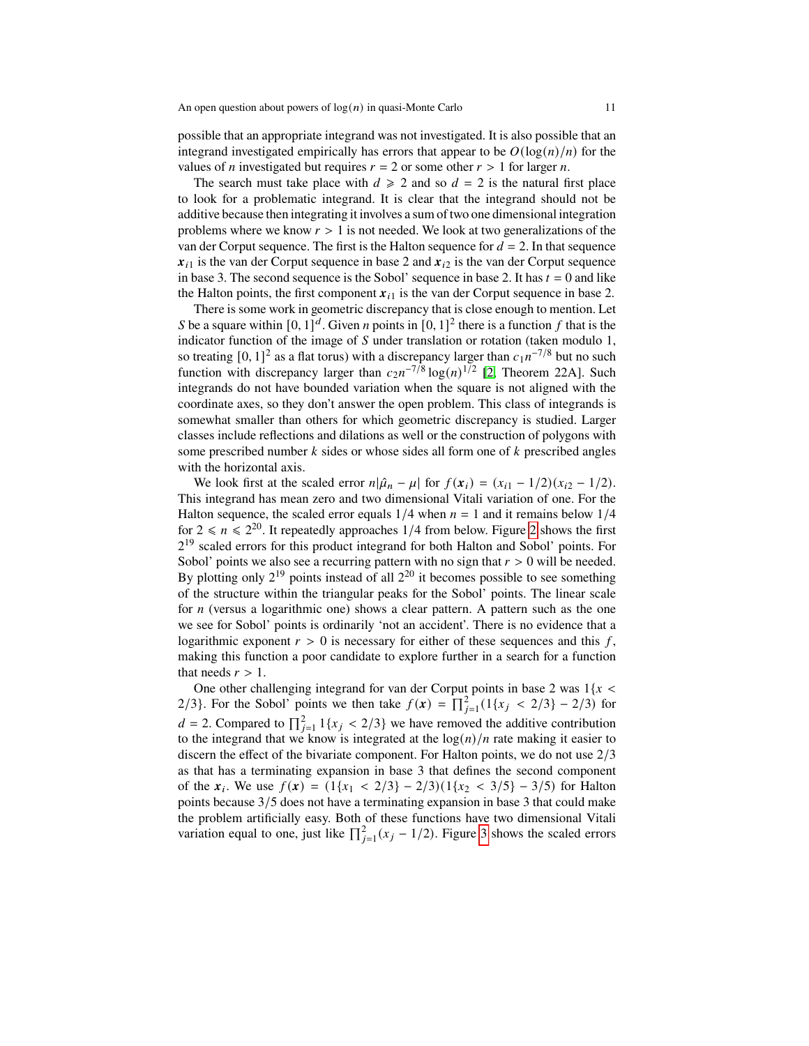possible that an appropriate integrand was not investigated. It is also possible that an integrand investigated empirically has errors that appear to be $O(\log(n)/n)$ for the values of $n$ investigated but requires $r = 2$ or some other $r > 1$ for larger $n$.

The search must take place with $d \geqslant 2$ and so $d = 2$ is the natural first place to look for a problematic integrand. It is clear that the integrand should not be additive because then integrating it involves a sum of two one dimensional integration problems where we know $r > 1$ is not needed. We look at two generalizations of the van der Corput sequence. The first is the Halton sequence for $d = 2$. In that sequence $\boldsymbol{x}_{i1}$ is the van der Corput sequence in base 2 and $\boldsymbol{x}_{i2}$ is the van der Corput sequence in base 3. The second sequence is the Sobol' sequence in base 2. It has $t = 0$ and like the Halton points, the first component $\boldsymbol{x}_{i1}$ is the van der Corput sequence in base 2.

There is some work in geometric discrepancy that is close enough to mention. Let $S$ be a square within $[0,1]^d$. Given $n$ points in $[0,1]^2$ there is a function $f$ that is the indicator function of the image of $S$ under translation or rotation (taken modulo 1, so treating $[0,1]^2$ as a flat torus) with a discrepancy larger than $c_1 n^{-7/8}$ but no such function with discrepancy larger than $c_2 n^{-7/8}\log(n)^{1/2}$ [2, Theorem 22A]. Such integrands do not have bounded variation when the square is not aligned with the coordinate axes, so they don't answer the open problem. This class of integrands is somewhat smaller than others for which geometric discrepancy is studied. Larger classes include reflections and dilations as well or the construction of polygons with some prescribed number $k$ sides or whose sides all form one of $k$ prescribed angles with the horizontal axis.

We look first at the scaled error $n|\hat{\mu}_n - \mu|$ for $f(\boldsymbol{x}_i) = (x_{i1} - 1/2)(x_{i2} - 1/2)$. This integrand has mean zero and two dimensional Vitali variation of one. For the Halton sequence, the scaled error equals $1/4$ when $n = 1$ and it remains below $1/4$ for $2 \leqslant n \leqslant 2^{20}$. It repeatedly approaches $1/4$ from below. Figure 2 shows the first $2^{19}$ scaled errors for this product integrand for both Halton and Sobol' points. For Sobol' points we also see a recurring pattern with no sign that $r > 0$ will be needed. By plotting only $2^{19}$ points instead of all $2^{20}$ it becomes possible to see something of the structure within the triangular peaks for the Sobol' points. The linear scale for $n$ (versus a logarithmic one) shows a clear pattern. A pattern such as the one we see for Sobol' points is ordinarily 'not an accident'. There is no evidence that a logarithmic exponent $r > 0$ is necessary for either of these sequences and this $f$, making this function a poor candidate to explore further in a search for a function that needs $r > 1$.

One other challenging integrand for van der Corput points in base 2 was $1\{x < 2/3\}$. For the Sobol' points we then take $f(\boldsymbol{x}) = \prod_{j=1}^{2}(1\{x_j < 2/3\} - 2/3)$ for $d = 2$. Compared to $\prod_{j=1}^{2} 1\{x_j < 2/3\}$ we have removed the additive contribution to the integrand that we know is integrated at the $\log(n)/n$ rate making it easier to discern the effect of the bivariate component. For Halton points, we do not use $2/3$ as that has a terminating expansion in base 3 that defines the second component of the $\boldsymbol{x}_i$. We use $f(\boldsymbol{x}) = (1\{x_1 < 2/3\} - 2/3)(1\{x_2 < 3/5\} - 3/5)$ for Halton points because $3/5$ does not have a terminating expansion in base 3 that could make the problem artificially easy. Both of these functions have two dimensional Vitali variation equal to one, just like $\prod_{j=1}^{2}(x_j - 1/2)$. Figure 3 shows the scaled errors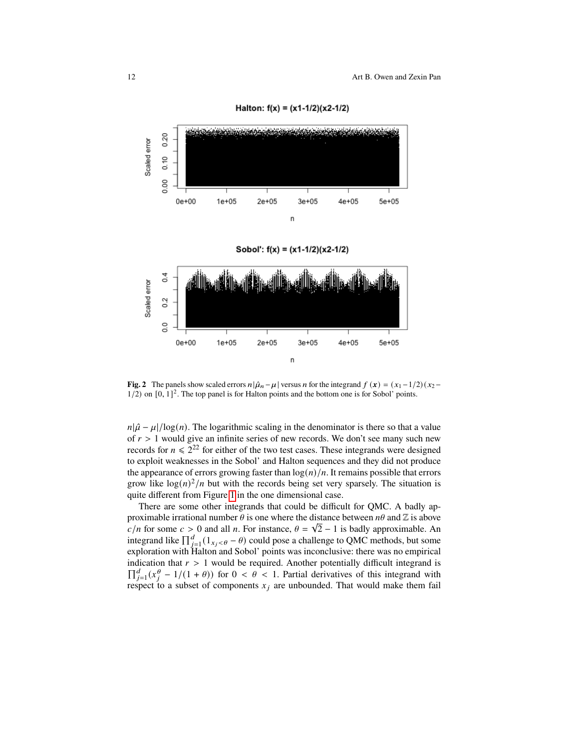**Fig. 2** The panels show scaled errors $n|\hat{\mu}_n - \mu|$ versus $n$ for the integrand $f(\boldsymbol{x}) = (x_1 - 1/2)(x_2 - 1/2)$ on $[0,1]^2$. The top panel is for Halton points and the bottom one is for Sobol' points.

$n|\hat{\mu} - \mu|/\log(n)$. The logarithmic scaling in the denominator is there so that a value of $r > 1$ would give an infinite series of new records. We don't see many such new records for $n \leqslant 2^{22}$ for either of the two test cases. These integrands were designed to exploit weaknesses in the Sobol' and Halton sequences and they did not produce the appearance of errors growing faster than $\log(n)/n$. It remains possible that errors grow like $\log(n)^2/n$ but with the records being set very sparsely. The situation is quite different from Figure 1 in the one dimensional case.

There are some other integrands that could be difficult for QMC. A badly approximable irrational number $\theta$ is one where the distance between $n\theta$ and $\mathbb{Z}$ is above $c/n$ for some $c > 0$ and all $n$. For instance, $\theta = \sqrt{2} - 1$ is badly approximable. An integrand like $\prod_{j=1}^{d}(1_{x_j < \theta} - \theta)$ could pose a challenge to QMC methods, but some exploration with Halton and Sobol' points was inconclusive: there was no empirical indication that $r > 1$ would be required. Another potentially difficult integrand is $\prod_{j=1}^{d}(x_j^{\theta} - 1/(1+\theta))$ for $0 < \theta < 1$. Partial derivatives of this integrand with respect to a subset of components $x_j$ are unbounded. That would make them fail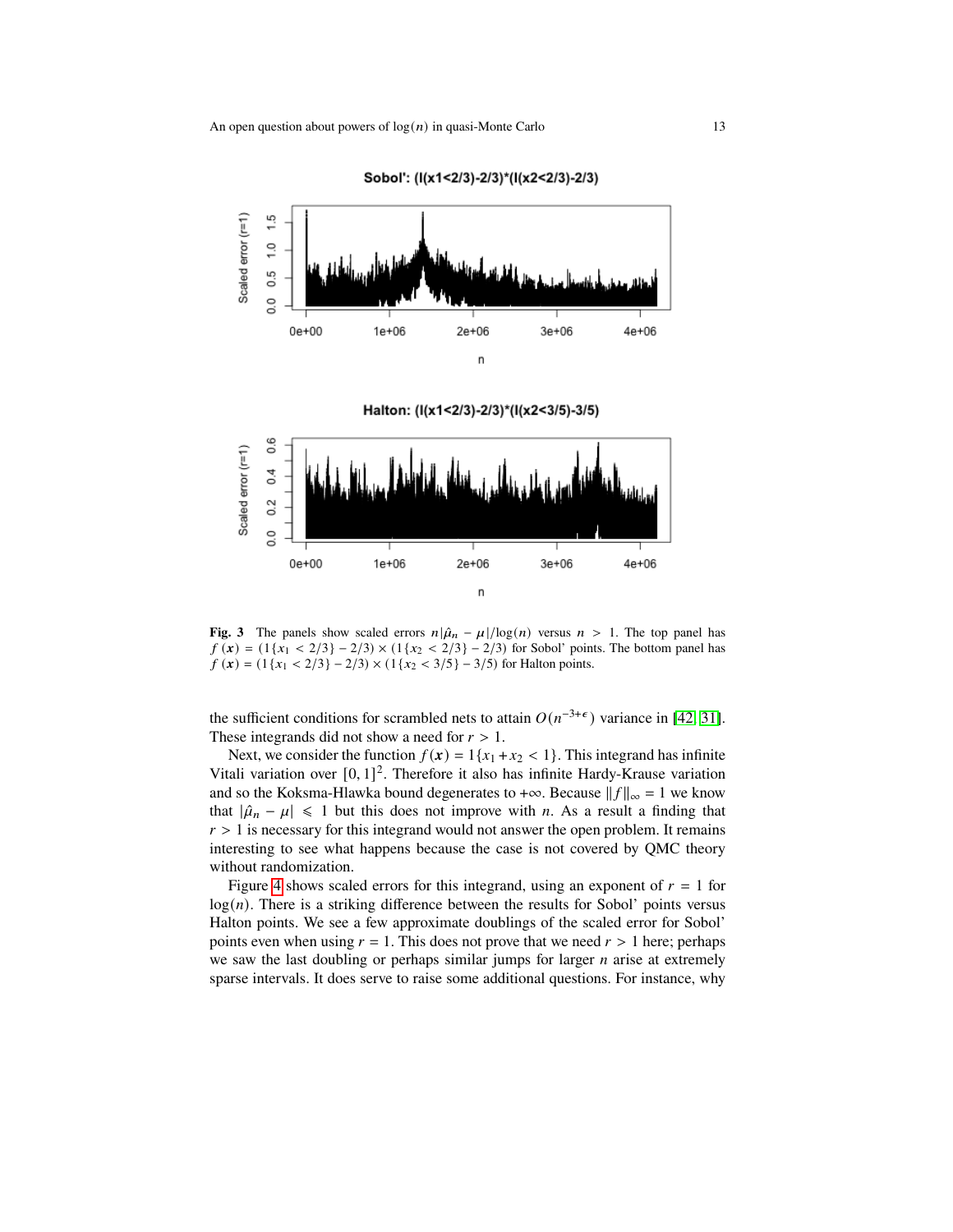Fig. 3 The panels show scaled errors $n|\hat{\mu}_n - \mu|/\log(n)$ versus $n > 1$. The top panel has $f(\boldsymbol{x}) = (1\{x_1 < 2/3\} - 2/3) \times (1\{x_2 < 2/3\} - 2/3)$ for Sobol' points. The bottom panel has $f(\boldsymbol{x}) = (1\{x_1 < 2/3\} - 2/3) \times (1\{x_2 < 3/5\} - 3/5)$ for Halton points.

the sufficient conditions for scrambled nets to attain $O(n^{-3+\epsilon})$ variance in [42, 31]. These integrands did not show a need for $r > 1$.

Next, we consider the function $f(\boldsymbol{x}) = 1\{x_1 + x_2 < 1\}$. This integrand has infinite Vitali variation over $[0, 1]^2$. Therefore it also has infinite Hardy-Krause variation and so the Koksma-Hlawka bound degenerates to $+\infty$. Because $\|f\|_\infty = 1$ we know that $|\hat{\mu}_n - \mu| \leqslant 1$ but this does not improve with $n$. As a result a finding that $r > 1$ is necessary for this integrand would not answer the open problem. It remains interesting to see what happens because the case is not covered by QMC theory without randomization.

Figure 4 shows scaled errors for this integrand, using an exponent of $r = 1$ for $\log(n)$. There is a striking difference between the results for Sobol' points versus Halton points. We see a few approximate doublings of the scaled error for Sobol' points even when using $r = 1$. This does not prove that we need $r > 1$ here; perhaps we saw the last doubling or perhaps similar jumps for larger $n$ arise at extremely sparse intervals. It does serve to raise some additional questions. For instance, why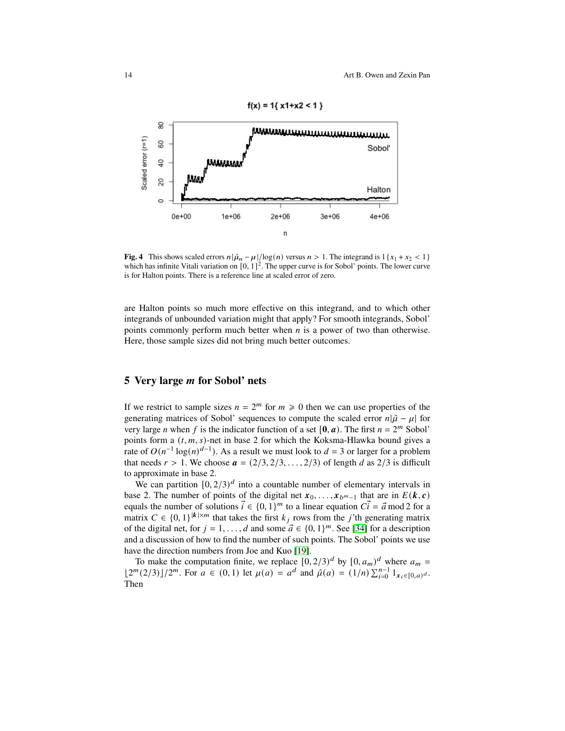**Fig. 4** This shows scaled errors $n|\hat{\mu}_n - \mu|/\log(n)$ versus $n > 1$. The integrand is $1\{x_1 + x_2 < 1\}$ which has infinite Vitali variation on $[0, 1]^2$. The upper curve is for Sobol' points. The lower curve is for Halton points. There is a reference line at scaled error of zero.

are Halton points so much more effective on this integrand, and to which other integrands of unbounded variation might that apply? For smooth integrands, Sobol' points commonly perform much better when $n$ is a power of two than otherwise. Here, those sample sizes did not bring much better outcomes.

## 5 Very large $m$ for Sobol' nets

If we restrict to sample sizes $n = 2^m$ for $m \geqslant 0$ then we can use properties of the generating matrices of Sobol' sequences to compute the scaled error $n|\hat{\mu} - \mu|$ for very large $n$ when $f$ is the indicator function of a set $[\mathbf{0}, \boldsymbol{a})$. The first $n = 2^m$ Sobol' points form a $(t, m, s)$-net in base 2 for which the Koksma-Hlawka bound gives a rate of $O(n^{-1}\log(n)^{d-1})$. As a result we must look to $d = 3$ or larger for a problem that needs $r > 1$. We choose $\boldsymbol{a} = (2/3, 2/3, \ldots, 2/3)$ of length $d$ as $2/3$ is difficult to approximate in base 2.

We can partition $[0, 2/3)^d$ into a countable number of elementary intervals in base 2. The number of points of the digital net $\boldsymbol{x}_0, \ldots, \boldsymbol{x}_{b^m-1}$ that are in $E(\boldsymbol{k}, \boldsymbol{c})$ equals the number of solutions $\vec{i} \in \{0, 1\}^m$ to a linear equation $C\vec{i} = \vec{a} \bmod 2$ for a matrix $C \in \{0, 1\}^{|\boldsymbol{k}| \times m}$ that takes the first $k_j$ rows from the $j$'th generating matrix of the digital net, for $j = 1, \ldots, d$ and some $\vec{a} \in \{0, 1\}^m$. See [34] for a description and a discussion of how to find the number of such points. The Sobol' points we use have the direction numbers from Joe and Kuo [19].

To make the computation finite, we replace $[0, 2/3)^d$ by $[0, a_m)^d$ where $a_m = \lfloor 2^m(2/3) \rfloor / 2^m$. For $a \in (0, 1)$ let $\mu(a) = a^d$ and $\hat{\mu}(a) = (1/n)\sum_{i=0}^{n-1} 1_{\boldsymbol{x}_i \in [0,a)^d}$. Then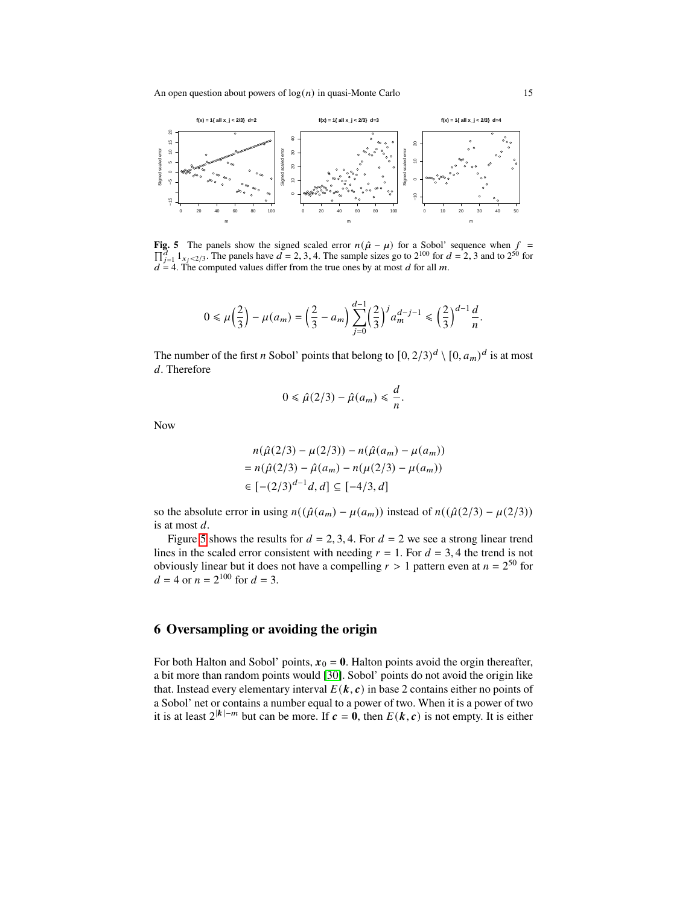**Fig. 5** The panels show the signed scaled error $n(\hat{\mu} - \mu)$ for a Sobol' sequence when $f = \prod_{j=1}^{d} 1_{x_j < 2/3}$. The panels have $d = 2, 3, 4$. The sample sizes go to $2^{100}$ for $d = 2, 3$ and to $2^{50}$ for $d = 4$. The computed values differ from the true ones by at most $d$ for all $m$.

$$0 \leqslant \mu\Big(\frac{2}{3}\Big) - \mu(a_m) = \Big(\frac{2}{3} - a_m\Big) \sum_{j=0}^{d-1} \Big(\frac{2}{3}\Big)^j a_m^{d-j-1} \leqslant \Big(\frac{2}{3}\Big)^{d-1} \frac{d}{n}.$$

The number of the first $n$ Sobol' points that belong to $[0, 2/3)^d \setminus [0, a_m)^d$ is at most $d$. Therefore

$$0 \leqslant \hat{\mu}(2/3) - \hat{\mu}(a_m) \leqslant \frac{d}{n}.$$

Now

$$\begin{aligned}
&n(\hat{\mu}(2/3) - \mu(2/3)) - n(\hat{\mu}(a_m) - \mu(a_m)) \\
&= n(\hat{\mu}(2/3) - \hat{\mu}(a_m) - n(\mu(2/3) - \mu(a_m)) \\
&\in [-(2/3)^{d-1} d, d] \subseteq [-4/3, d]
\end{aligned}$$

so the absolute error in using $n((\hat{\mu}(a_m) - \mu(a_m))$ instead of $n((\hat{\mu}(2/3) - \mu(2/3))$ is at most $d$.

Figure 5 shows the results for $d = 2, 3, 4$. For $d = 2$ we see a strong linear trend lines in the scaled error consistent with needing $r = 1$. For $d = 3, 4$ the trend is not obviously linear but it does not have a compelling $r > 1$ pattern even at $n = 2^{50}$ for $d = 4$ or $n = 2^{100}$ for $d = 3$.

## 6 Oversampling or avoiding the origin

For both Halton and Sobol' points, $\boldsymbol{x}_0 = \boldsymbol{0}$. Halton points avoid the orgin thereafter, a bit more than random points would [30]. Sobol' points do not avoid the origin like that. Instead every elementary interval $E(\boldsymbol{k}, \boldsymbol{c})$ in base 2 contains either no points of a Sobol' net or contains a number equal to a power of two. When it is a power of two it is at least $2^{|\boldsymbol{k}|-m}$ but can be more. If $\boldsymbol{c} = \boldsymbol{0}$, then $E(\boldsymbol{k}, \boldsymbol{c})$ is not empty. It is either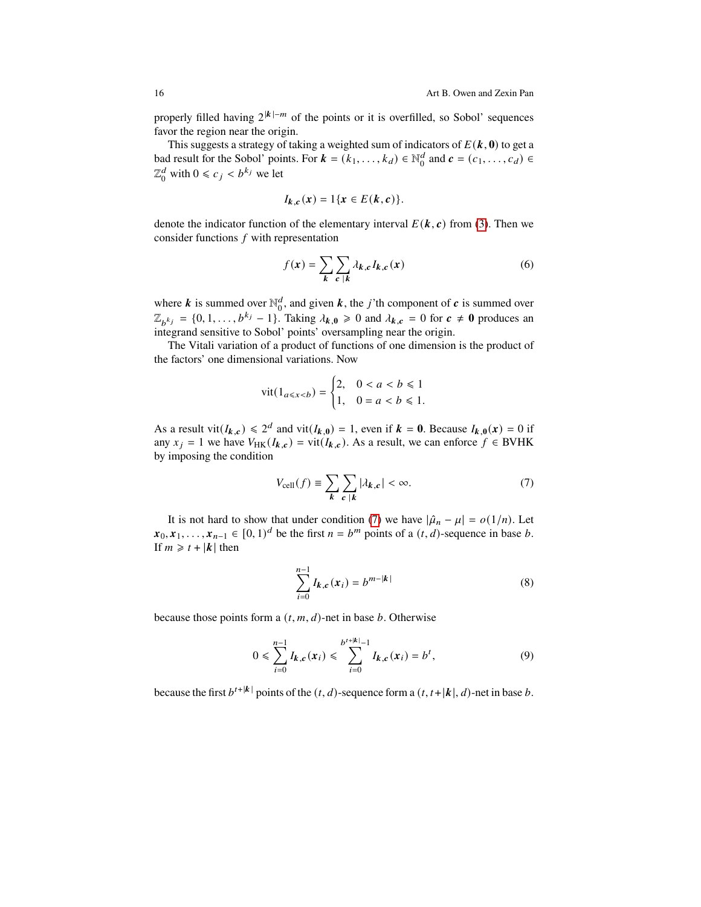properly filled having $2^{|\boldsymbol{k}|-m}$ of the points or it is overfilled, so Sobol' sequences favor the region near the origin.

This suggests a strategy of taking a weighted sum of indicators of $E(\boldsymbol{k},\boldsymbol{0})$ to get a bad result for the Sobol' points. For $\boldsymbol{k} = (k_1,\dots,k_d) \in \mathbb{N}_0^d$ and $\boldsymbol{c} = (c_1,\dots,c_d) \in \mathbb{Z}_0^d$ with $0 \leqslant c_j < b^{k_j}$ we let

$$I_{\boldsymbol{k},\boldsymbol{c}}(\boldsymbol{x}) = 1\{\boldsymbol{x} \in E(\boldsymbol{k},\boldsymbol{c})\}.$$

denote the indicator function of the elementary interval $E(\boldsymbol{k},\boldsymbol{c})$ from (3). Then we consider functions $f$ with representation

$$f(\boldsymbol{x}) = \sum_{\boldsymbol{k}} \sum_{\boldsymbol{c} \mid \boldsymbol{k}} \lambda_{\boldsymbol{k},\boldsymbol{c}} I_{\boldsymbol{k},\boldsymbol{c}}(\boldsymbol{x}) \tag{6}$$

where $\boldsymbol{k}$ is summed over $\mathbb{N}_0^d$, and given $\boldsymbol{k}$, the $j$'th component of $\boldsymbol{c}$ is summed over $\mathbb{Z}_{b^{k_j}} = \{0,1,\dots,b^{k_j}-1\}$. Taking $\lambda_{\boldsymbol{k},\boldsymbol{0}} \geqslant 0$ and $\lambda_{\boldsymbol{k},\boldsymbol{c}} = 0$ for $\boldsymbol{c} \neq \boldsymbol{0}$ produces an integrand sensitive to Sobol' points' oversampling near the origin.

The Vitali variation of a product of functions of one dimension is the product of the factors' one dimensional variations. Now

$$\mathrm{vit}(1_{a \leqslant x < b}) = \begin{cases} 2, & 0 < a < b \leqslant 1 \\ 1, & 0 = a < b \leqslant 1. \end{cases}$$

As a result $\mathrm{vit}(I_{\boldsymbol{k},\boldsymbol{c}}) \leqslant 2^d$ and $\mathrm{vit}(I_{\boldsymbol{k},\boldsymbol{0}}) = 1$, even if $\boldsymbol{k} = \boldsymbol{0}$. Because $I_{\boldsymbol{k},\boldsymbol{0}}(\boldsymbol{x}) = 0$ if any $x_j = 1$ we have $V_{\mathrm{HK}}(I_{\boldsymbol{k},\boldsymbol{c}}) = \mathrm{vit}(I_{\boldsymbol{k},\boldsymbol{c}})$. As a result, we can enforce $f \in \mathrm{BVHK}$ by imposing the condition

$$V_{\mathrm{cell}}(f) \equiv \sum_{\boldsymbol{k}} \sum_{\boldsymbol{c} \mid \boldsymbol{k}} |\lambda_{\boldsymbol{k},\boldsymbol{c}}| < \infty. \tag{7}$$

It is not hard to show that under condition (7) we have $|\hat{\mu}_n - \mu| = o(1/n)$. Let $\boldsymbol{x}_0, \boldsymbol{x}_1, \dots, \boldsymbol{x}_{n-1} \in [0,1)^d$ be the first $n = b^m$ points of a $(t,d)$-sequence in base $b$. If $m \geqslant t + |\boldsymbol{k}|$ then

$$\sum_{i=0}^{n-1} I_{\boldsymbol{k},\boldsymbol{c}}(\boldsymbol{x}_i) = b^{m-|\boldsymbol{k}|} \tag{8}$$

because those points form a $(t,m,d)$-net in base $b$. Otherwise

$$0 \leqslant \sum_{i=0}^{n-1} I_{\boldsymbol{k},\boldsymbol{c}}(\boldsymbol{x}_i) \leqslant \sum_{i=0}^{b^{t+|\boldsymbol{k}|}-1} I_{\boldsymbol{k},\boldsymbol{c}}(\boldsymbol{x}_i) = b^t, \tag{9}$$

because the first $b^{t+|\boldsymbol{k}|}$ points of the $(t,d)$-sequence form a $(t, t+|\boldsymbol{k}|, d)$-net in base $b$.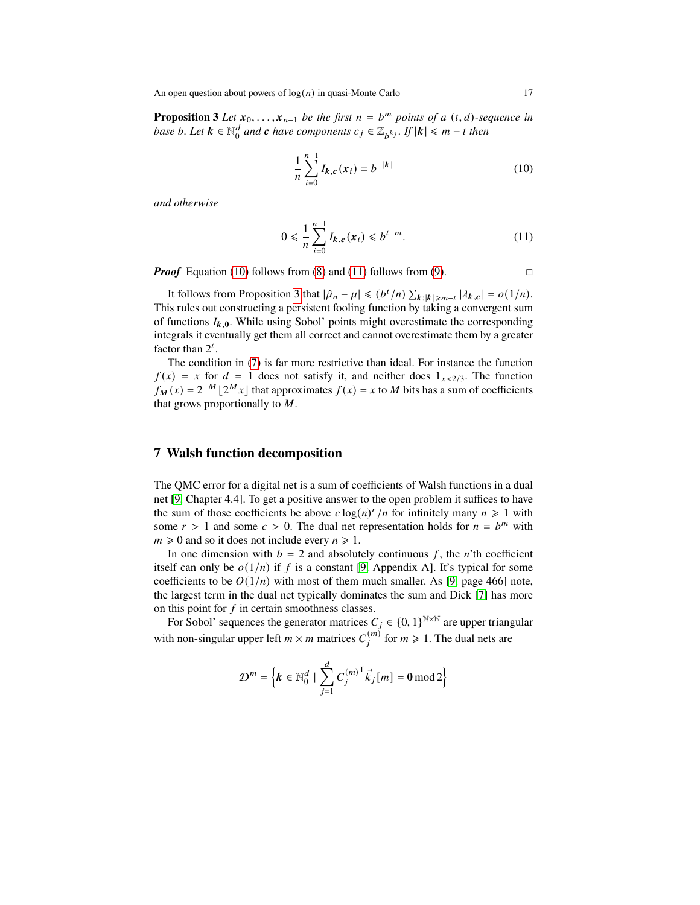**Proposition 3** *Let $\boldsymbol{x}_0, \dots, \boldsymbol{x}_{n-1}$ be the first $n = b^m$ points of a $(t, d)$-sequence in base $b$. Let $\boldsymbol{k} \in \mathbb{N}_0^d$ and $\boldsymbol{c}$ have components $c_j \in \mathbb{Z}_{b^{k_j}}$. If $|\boldsymbol{k}| \leqslant m - t$ then*

$$\frac{1}{n}\sum_{i=0}^{n-1} I_{\boldsymbol{k},\boldsymbol{c}}(\boldsymbol{x}_i) = b^{-|\boldsymbol{k}|} \tag{10}$$

*and otherwise*

$$0 \leqslant \frac{1}{n}\sum_{i=0}^{n-1} I_{\boldsymbol{k},\boldsymbol{c}}(\boldsymbol{x}_i) \leqslant b^{t-m}. \tag{11}$$

***Proof*** Equation (10) follows from (8) and (11) follows from (9). □

It follows from Proposition 3 that $|\hat{\mu}_n - \mu| \leqslant (b^t/n)\sum_{\boldsymbol{k}:|\boldsymbol{k}|\geqslant m-t} |\lambda_{\boldsymbol{k},\boldsymbol{c}}| = o(1/n)$. This rules out constructing a persistent fooling function by taking a convergent sum of functions $I_{\boldsymbol{k},\boldsymbol{0}}$. While using Sobol' points might overestimate the corresponding integrals it eventually get them all correct and cannot overestimate them by a greater factor than $2^t$.

The condition in (7) is far more restrictive than ideal. For instance the function $f(x) = x$ for $d = 1$ does not satisfy it, and neither does $1_{x<2/3}$. The function $f_M(x) = 2^{-M}\lfloor 2^M x\rfloor$ that approximates $f(x) = x$ to $M$ bits has a sum of coefficients that grows proportionally to $M$.

## 7 Walsh function decomposition

The QMC error for a digital net is a sum of coefficients of Walsh functions in a dual net [9, Chapter 4.4]. To get a positive answer to the open problem it suffices to have the sum of those coefficients be above $c\log(n)^r/n$ for infinitely many $n \geqslant 1$ with some $r > 1$ and some $c > 0$. The dual net representation holds for $n = b^m$ with $m \geqslant 0$ and so it does not include every $n \geqslant 1$.

In one dimension with $b = 2$ and absolutely continuous $f$, the $n$'th coefficient itself can only be $o(1/n)$ if $f$ is a constant [9, Appendix A]. It's typical for some coefficients to be $O(1/n)$ with most of them much smaller. As [9, page 466] note, the largest term in the dual net typically dominates the sum and Dick [7] has more on this point for $f$ in certain smoothness classes.

For Sobol' sequences the generator matrices $C_j \in \{0,1\}^{\mathbb{N}\times\mathbb{N}}$ are upper triangular with non-singular upper left $m \times m$ matrices $C_j^{(m)}$ for $m \geqslant 1$. The dual nets are

$$\mathcal{D}^m = \Big\{\boldsymbol{k} \in \mathbb{N}_0^d \mid \sum_{j=1}^d {C_j^{(m)}}^{\mathsf{T}} \vec{k}_j[m] = \boldsymbol{0} \bmod 2\Big\}$$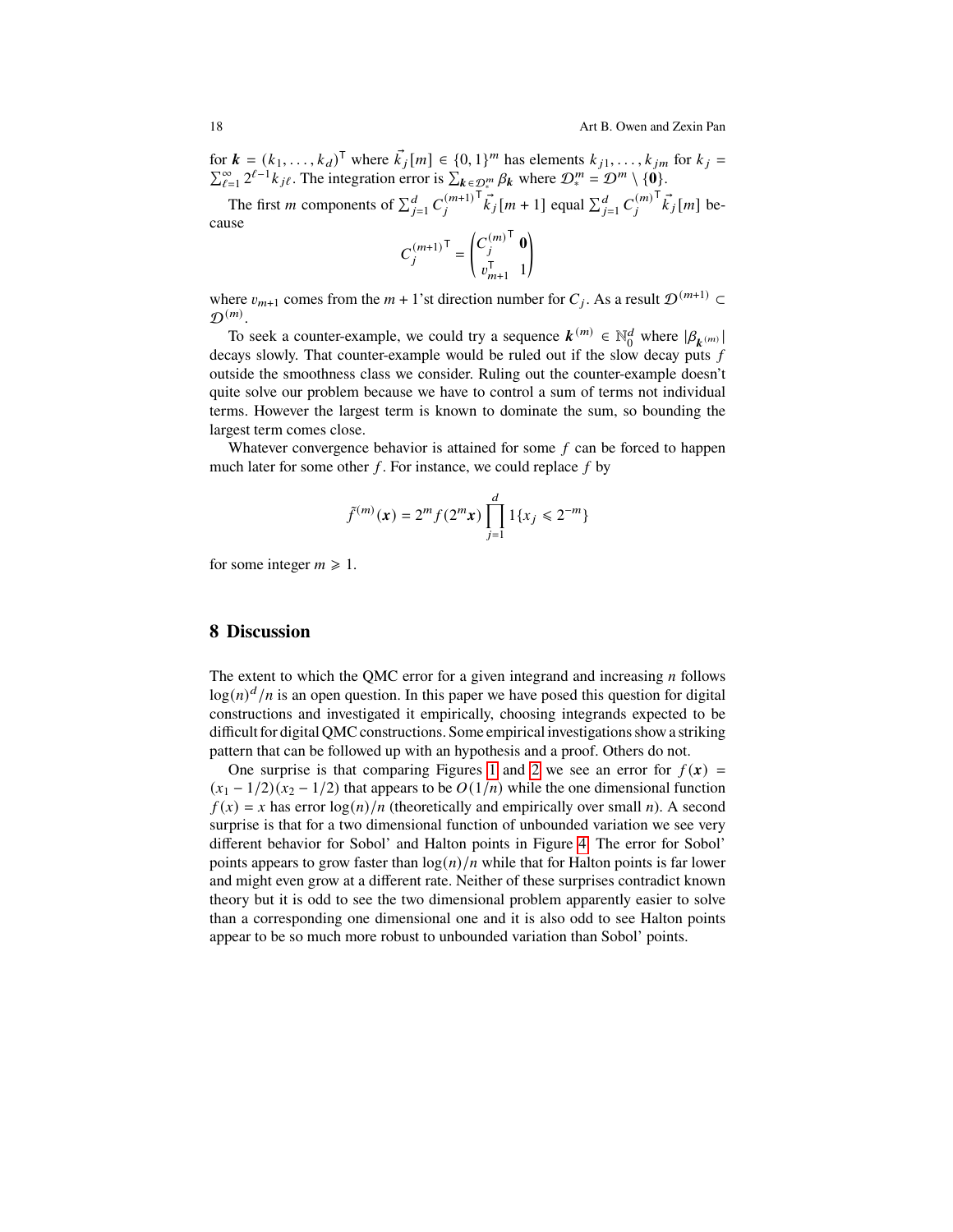for $\boldsymbol{k} = (k_1, \dots, k_d)^\mathsf{T}$ where $\vec{k}_j[m] \in \{0,1\}^m$ has elements $k_{j1}, \dots, k_{jm}$ for $k_j = \sum_{\ell=1}^{\infty} 2^{\ell-1} k_{j\ell}$. The integration error is $\sum_{\boldsymbol{k} \in \mathcal{D}_*^m} \beta_{\boldsymbol{k}}$ where $\mathcal{D}_*^m = \mathcal{D}^m \setminus \{\boldsymbol{0}\}$.

The first $m$ components of $\sum_{j=1}^d C_j^{(m+1)\mathsf{T}} \vec{k}_j[m+1]$ equal $\sum_{j=1}^d C_j^{(m)\mathsf{T}} \vec{k}_j[m]$ because

$$
C_j^{(m+1)\mathsf{T}} = \begin{pmatrix} C_j^{(m)\mathsf{T}} & \boldsymbol{0} \\ v_{m+1}^\mathsf{T} & 1 \end{pmatrix}
$$

where $v_{m+1}$ comes from the $m+1$'st direction number for $C_j$. As a result $\mathcal{D}^{(m+1)} \subset \mathcal{D}^{(m)}$.

To seek a counter-example, we could try a sequence $\boldsymbol{k}^{(m)} \in \mathbb{N}_0^d$ where $|\beta_{\boldsymbol{k}^{(m)}}|$ decays slowly. That counter-example would be ruled out if the slow decay puts $f$ outside the smoothness class we consider. Ruling out the counter-example doesn't quite solve our problem because we have to control a sum of terms not individual terms. However the largest term is known to dominate the sum, so bounding the largest term comes close.

Whatever convergence behavior is attained for some $f$ can be forced to happen much later for some other $f$. For instance, we could replace $f$ by

$$
\tilde{f}^{(m)}(\boldsymbol{x}) = 2^m f(2^m \boldsymbol{x}) \prod_{j=1}^d 1\{x_j \leqslant 2^{-m}\}
$$

for some integer $m \geqslant 1$.

## 8 Discussion

The extent to which the QMC error for a given integrand and increasing $n$ follows $\log(n)^d/n$ is an open question. In this paper we have posed this question for digital constructions and investigated it empirically, choosing integrands expected to be difficult for digital QMC constructions. Some empirical investigations show a striking pattern that can be followed up with an hypothesis and a proof. Others do not.

One surprise is that comparing Figures 1 and 2 we see an error for $f(\boldsymbol{x}) = (x_1 - 1/2)(x_2 - 1/2)$ that appears to be $O(1/n)$ while the one dimensional function $f(x) = x$ has error $\log(n)/n$ (theoretically and empirically over small $n$). A second surprise is that for a two dimensional function of unbounded variation we see very different behavior for Sobol' and Halton points in Figure 4. The error for Sobol' points appears to grow faster than $\log(n)/n$ while that for Halton points is far lower and might even grow at a different rate. Neither of these surprises contradict known theory but it is odd to see the two dimensional problem apparently easier to solve than a corresponding one dimensional one and it is also odd to see Halton points appear to be so much more robust to unbounded variation than Sobol' points.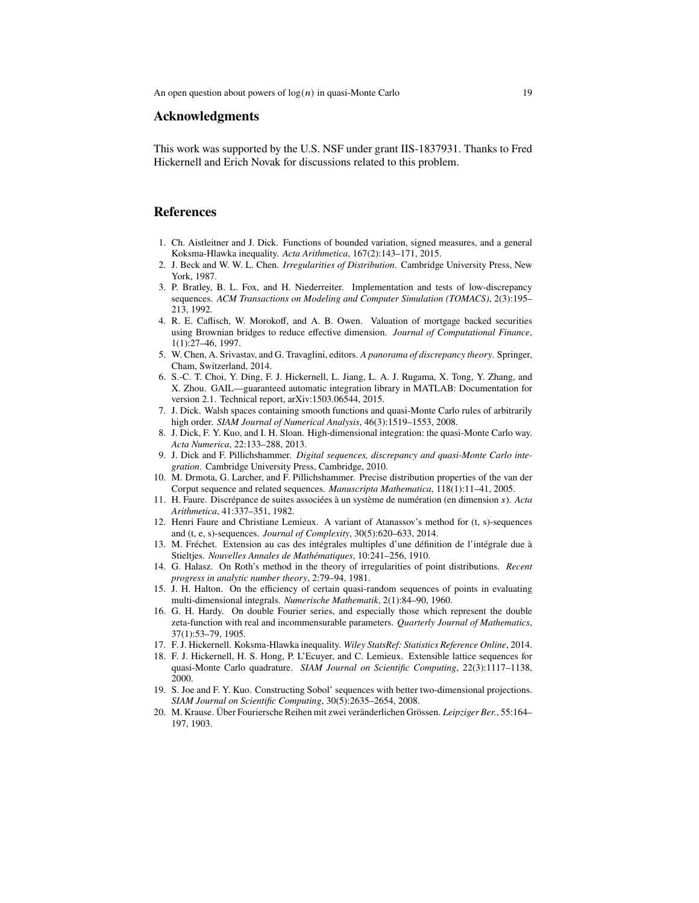## Acknowledgments

This work was supported by the U.S. NSF under grant IIS-1837931. Thanks to Fred Hickernell and Erich Novak for discussions related to this problem.

## References

1. Ch. Aistleitner and J. Dick. Functions of bounded variation, signed measures, and a general Koksma-Hlawka inequality. *Acta Arithmetica*, 167(2):143–171, 2015.
2. J. Beck and W. W. L. Chen. *Irregularities of Distribution*. Cambridge University Press, New York, 1987.
3. P. Bratley, B. L. Fox, and H. Niederreiter. Implementation and tests of low-discrepancy sequences. *ACM Transactions on Modeling and Computer Simulation (TOMACS)*, 2(3):195–213, 1992.
4. R. E. Caflisch, W. Morokoff, and A. B. Owen. Valuation of mortgage backed securities using Brownian bridges to reduce effective dimension. *Journal of Computational Finance*, 1(1):27–46, 1997.
5. W. Chen, A. Srivastav, and G. Travaglini, editors. *A panorama of discrepancy theory*. Springer, Cham, Switzerland, 2014.
6. S.-C. T. Choi, Y. Ding, F. J. Hickernell, L. Jiang, L. A. J. Rugama, X. Tong, Y. Zhang, and X. Zhou. GAIL—guaranteed automatic integration library in MATLAB: Documentation for version 2.1. Technical report, arXiv:1503.06544, 2015.
7. J. Dick. Walsh spaces containing smooth functions and quasi-Monte Carlo rules of arbitrarily high order. *SIAM Journal of Numerical Analysis*, 46(3):1519–1553, 2008.
8. J. Dick, F. Y. Kuo, and I. H. Sloan. High-dimensional integration: the quasi-Monte Carlo way. *Acta Numerica*, 22:133–288, 2013.
9. J. Dick and F. Pillichshammer. *Digital sequences, discrepancy and quasi-Monte Carlo integration*. Cambridge University Press, Cambridge, 2010.
10. M. Drmota, G. Larcher, and F. Pillichshammer. Precise distribution properties of the van der Corput sequence and related sequences. *Manuscripta Mathematica*, 118(1):11–41, 2005.
11. H. Faure. Discrépance de suites associées à un système de numération (en dimension $s$). *Acta Arithmetica*, 41:337–351, 1982.
12. Henri Faure and Christiane Lemieux. A variant of Atanassov's method for (t, s)-sequences and (t, e, s)-sequences. *Journal of Complexity*, 30(5):620–633, 2014.
13. M. Fréchet. Extension au cas des intégrales multiples d'une définition de l'intégrale due à Stieltjes. *Nouvelles Annales de Mathématiques*, 10:241–256, 1910.
14. G. Halasz. On Roth's method in the theory of irregularities of point distributions. *Recent progress in analytic number theory*, 2:79–94, 1981.
15. J. H. Halton. On the efficiency of certain quasi-random sequences of points in evaluating multi-dimensional integrals. *Numerische Mathematik*, 2(1):84–90, 1960.
16. G. H. Hardy. On double Fourier series, and especially those which represent the double zeta-function with real and incommensurable parameters. *Quarterly Journal of Mathematics*, 37(1):53–79, 1905.
17. F. J. Hickernell. Koksma-Hlawka inequality. *Wiley StatsRef: Statistics Reference Online*, 2014.
18. F. J. Hickernell, H. S. Hong, P. L'Ecuyer, and C. Lemieux. Extensible lattice sequences for quasi-Monte Carlo quadrature. *SIAM Journal on Scientific Computing*, 22(3):1117–1138, 2000.
19. S. Joe and F. Y. Kuo. Constructing Sobol' sequences with better two-dimensional projections. *SIAM Journal on Scientific Computing*, 30(5):2635–2654, 2008.
20. M. Krause. Über Fouriersche Reihen mit zwei veränderlichen Grössen. *Leipziger Ber.*, 55:164–197, 1903.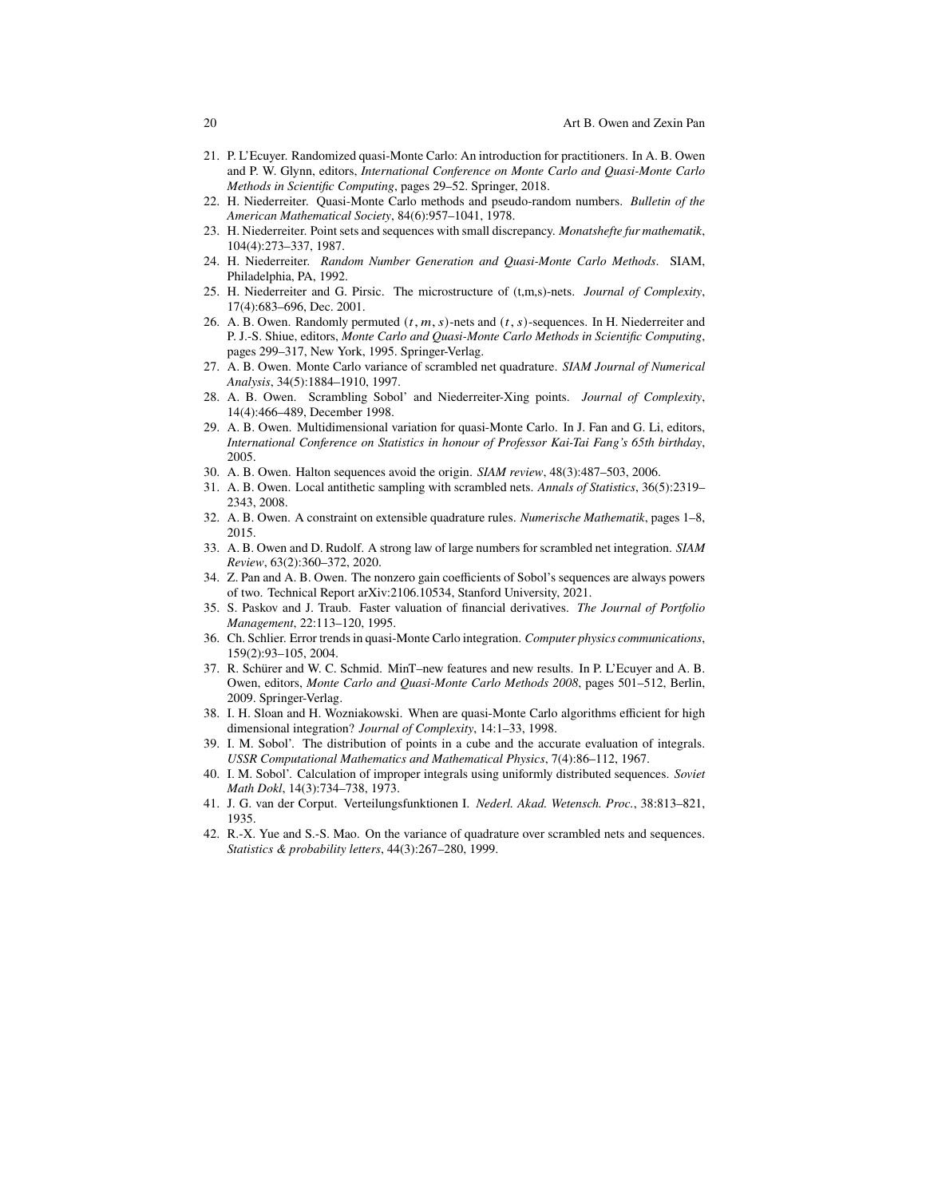21. P. L'Ecuyer. Randomized quasi-Monte Carlo: An introduction for practitioners. In A. B. Owen and P. W. Glynn, editors, *International Conference on Monte Carlo and Quasi-Monte Carlo Methods in Scientific Computing*, pages 29–52. Springer, 2018.
22. H. Niederreiter. Quasi-Monte Carlo methods and pseudo-random numbers. *Bulletin of the American Mathematical Society*, 84(6):957–1041, 1978.
23. H. Niederreiter. Point sets and sequences with small discrepancy. *Monatshefte fur mathematik*, 104(4):273–337, 1987.
24. H. Niederreiter. *Random Number Generation and Quasi-Monte Carlo Methods*. SIAM, Philadelphia, PA, 1992.
25. H. Niederreiter and G. Pirsic. The microstructure of (t,m,s)-nets. *Journal of Complexity*, 17(4):683–696, Dec. 2001.
26. A. B. Owen. Randomly permuted $(t, m, s)$-nets and $(t, s)$-sequences. In H. Niederreiter and P. J.-S. Shiue, editors, *Monte Carlo and Quasi-Monte Carlo Methods in Scientific Computing*, pages 299–317, New York, 1995. Springer-Verlag.
27. A. B. Owen. Monte Carlo variance of scrambled net quadrature. *SIAM Journal of Numerical Analysis*, 34(5):1884–1910, 1997.
28. A. B. Owen. Scrambling Sobol' and Niederreiter-Xing points. *Journal of Complexity*, 14(4):466–489, December 1998.
29. A. B. Owen. Multidimensional variation for quasi-Monte Carlo. In J. Fan and G. Li, editors, *International Conference on Statistics in honour of Professor Kai-Tai Fang's 65th birthday*, 2005.
30. A. B. Owen. Halton sequences avoid the origin. *SIAM review*, 48(3):487–503, 2006.
31. A. B. Owen. Local antithetic sampling with scrambled nets. *Annals of Statistics*, 36(5):2319–2343, 2008.
32. A. B. Owen. A constraint on extensible quadrature rules. *Numerische Mathematik*, pages 1–8, 2015.
33. A. B. Owen and D. Rudolf. A strong law of large numbers for scrambled net integration. *SIAM Review*, 63(2):360–372, 2020.
34. Z. Pan and A. B. Owen. The nonzero gain coefficients of Sobol's sequences are always powers of two. Technical Report arXiv:2106.10534, Stanford University, 2021.
35. S. Paskov and J. Traub. Faster valuation of financial derivatives. *The Journal of Portfolio Management*, 22:113–120, 1995.
36. Ch. Schlier. Error trends in quasi-Monte Carlo integration. *Computer physics communications*, 159(2):93–105, 2004.
37. R. Schürer and W. C. Schmid. MinT–new features and new results. In P. L'Ecuyer and A. B. Owen, editors, *Monte Carlo and Quasi-Monte Carlo Methods 2008*, pages 501–512, Berlin, 2009. Springer-Verlag.
38. I. H. Sloan and H. Wozniakowski. When are quasi-Monte Carlo algorithms efficient for high dimensional integration? *Journal of Complexity*, 14:1–33, 1998.
39. I. M. Sobol'. The distribution of points in a cube and the accurate evaluation of integrals. *USSR Computational Mathematics and Mathematical Physics*, 7(4):86–112, 1967.
40. I. M. Sobol'. Calculation of improper integrals using uniformly distributed sequences. *Soviet Math Dokl*, 14(3):734–738, 1973.
41. J. G. van der Corput. Verteilungsfunktionen I. *Nederl. Akad. Wetensch. Proc.*, 38:813–821, 1935.
42. R.-X. Yue and S.-S. Mao. On the variance of quadrature over scrambled nets and sequences. *Statistics & probability letters*, 44(3):267–280, 1999.